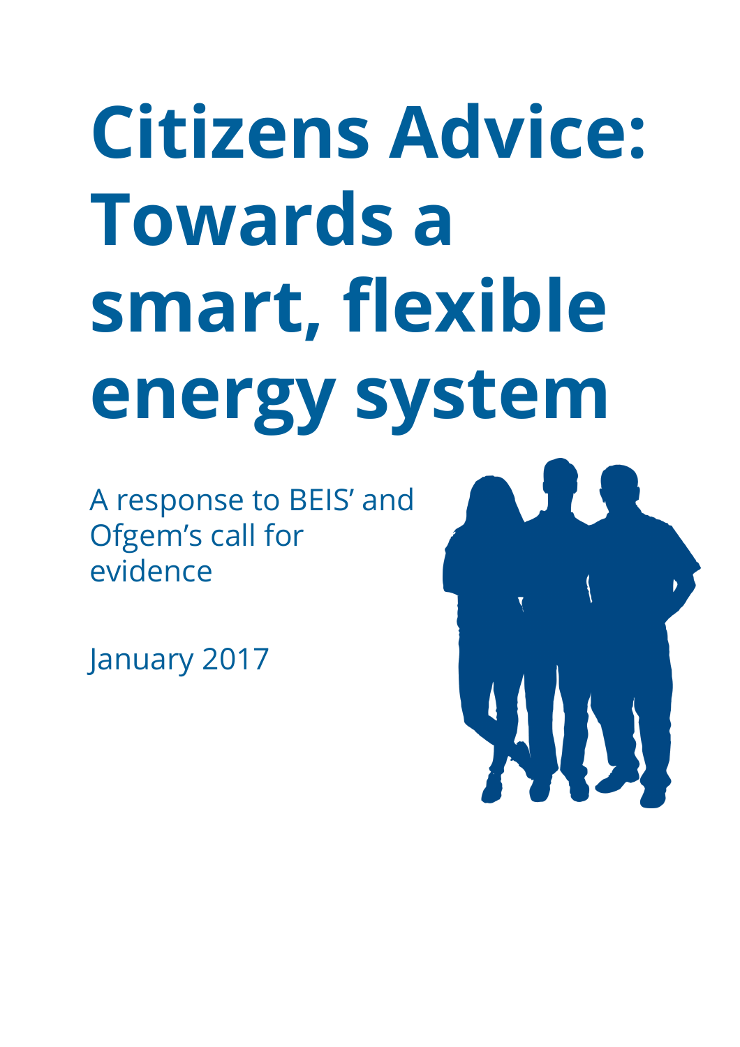# Citizens Advice: Towards a smart, flexible energy system

A response to BEIS' and Ofgem's call for evidence

January 2017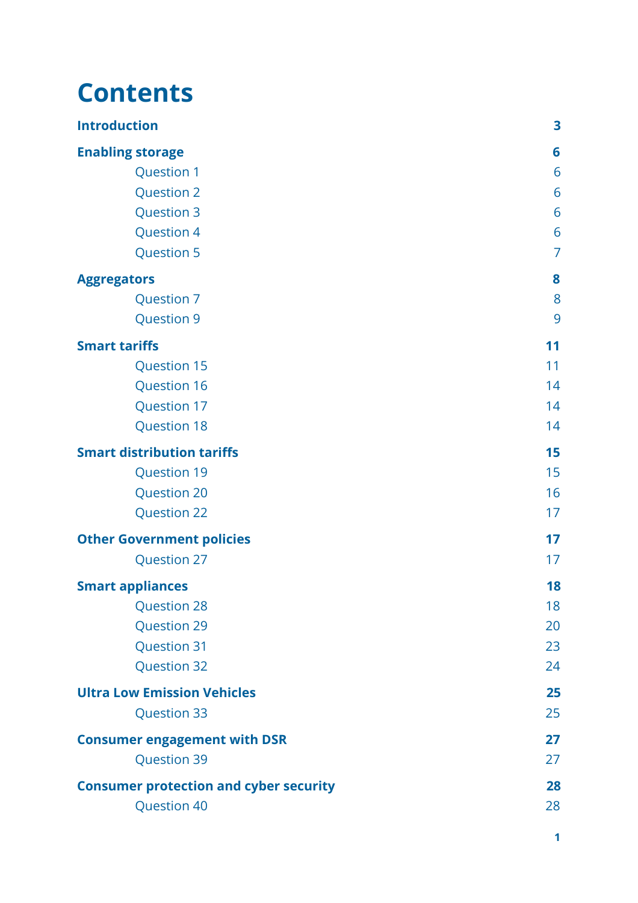# Contents

| | |
|---|---|
| **Introduction** | **3** |
| **Enabling storage** | **6** |
| Question 1 | 6 |
| Question 2 | 6 |
| Question 3 | 6 |
| Question 4 | 6 |
| Question 5 | 7 |
| **Aggregators** | **8** |
| Question 7 | 8 |
| Question 9 | 9 |
| **Smart tariffs** | **11** |
| Question 15 | 11 |
| Question 16 | 14 |
| Question 17 | 14 |
| Question 18 | 14 |
| **Smart distribution tariffs** | **15** |
| Question 19 | 15 |
| Question 20 | 16 |
| Question 22 | 17 |
| **Other Government policies** | **17** |
| Question 27 | 17 |
| **Smart appliances** | **18** |
| Question 28 | 18 |
| Question 29 | 20 |
| Question 31 | 23 |
| Question 32 | 24 |
| **Ultra Low Emission Vehicles** | **25** |
| Question 33 | 25 |
| **Consumer engagement with DSR** | **27** |
| Question 39 | 27 |
| **Consumer protection and cyber security** | **28** |
| Question 40 | 28 |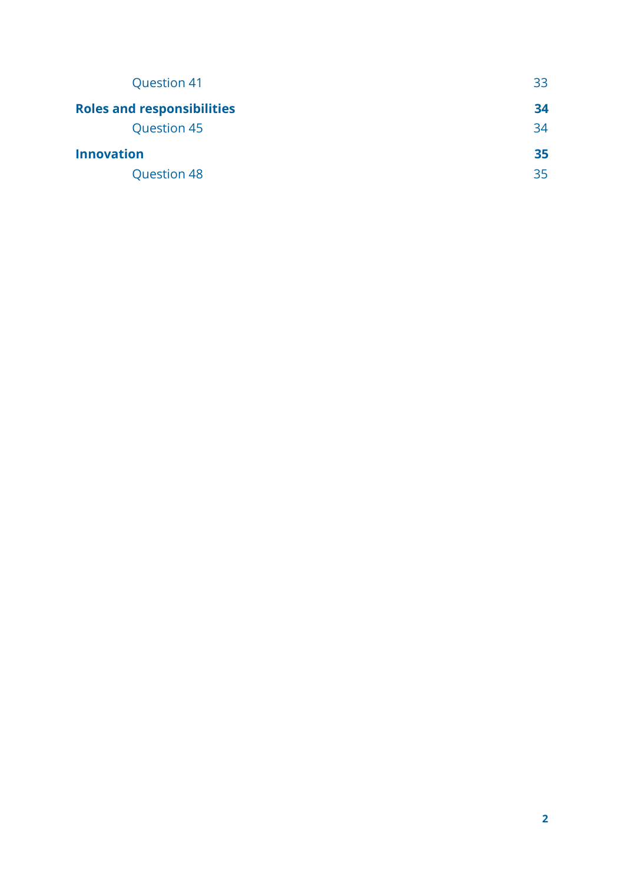| | |
|---|---|
| Question 41 | 33 |
| **Roles and responsibilities** | **34** |
| Question 45 | 34 |
| **Innovation** | **35** |
| Question 48 | 35 |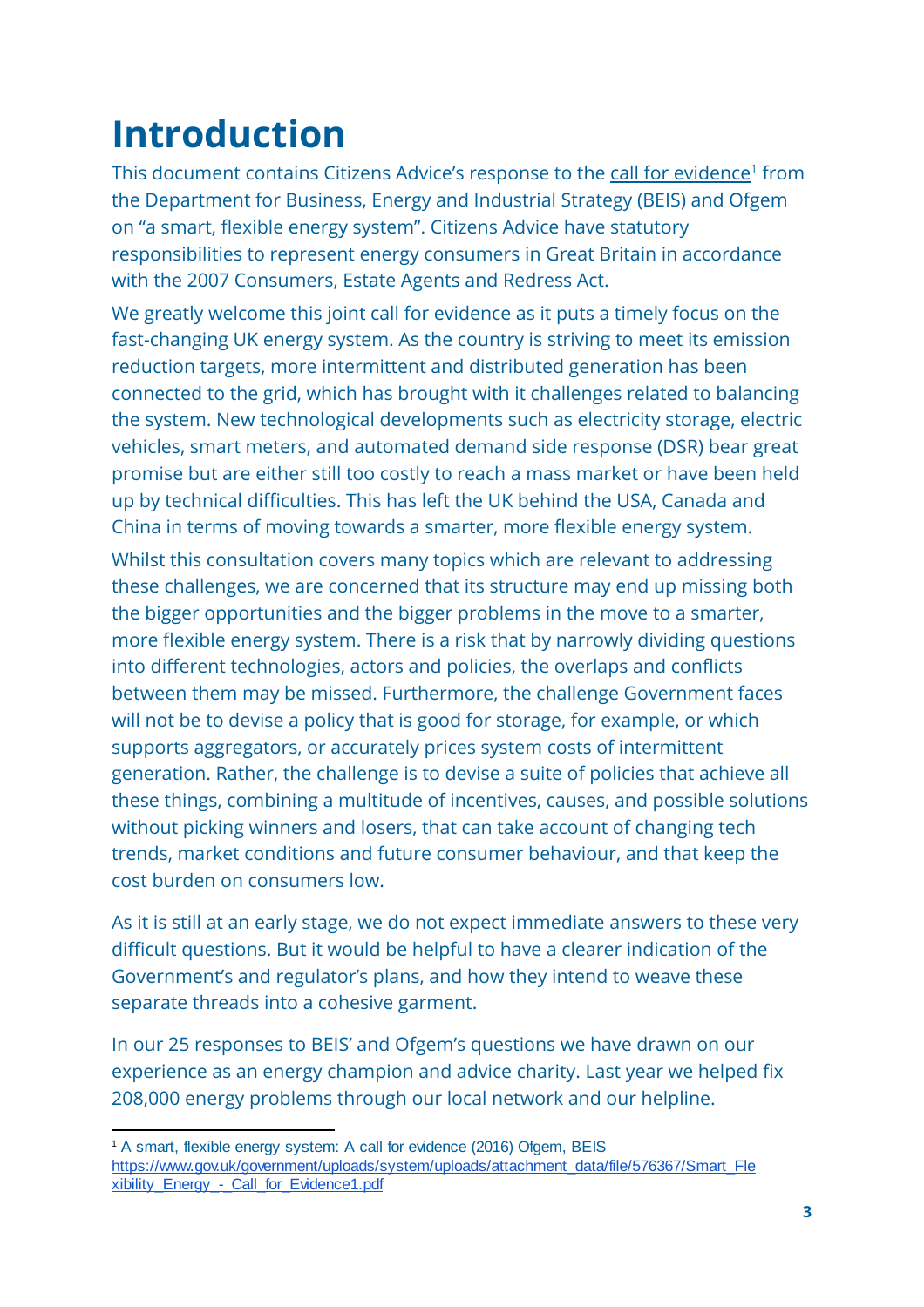# Introduction

This document contains Citizens Advice's response to the call for evidence[1] from the Department for Business, Energy and Industrial Strategy (BEIS) and Ofgem on "a smart, flexible energy system". Citizens Advice have statutory responsibilities to represent energy consumers in Great Britain in accordance with the 2007 Consumers, Estate Agents and Redress Act.

We greatly welcome this joint call for evidence as it puts a timely focus on the fast-changing UK energy system. As the country is striving to meet its emission reduction targets, more intermittent and distributed generation has been connected to the grid, which has brought with it challenges related to balancing the system. New technological developments such as electricity storage, electric vehicles, smart meters, and automated demand side response (DSR) bear great promise but are either still too costly to reach a mass market or have been held up by technical difficulties. This has left the UK behind the USA, Canada and China in terms of moving towards a smarter, more flexible energy system.

Whilst this consultation covers many topics which are relevant to addressing these challenges, we are concerned that its structure may end up missing both the bigger opportunities and the bigger problems in the move to a smarter, more flexible energy system. There is a risk that by narrowly dividing questions into different technologies, actors and policies, the overlaps and conflicts between them may be missed. Furthermore, the challenge Government faces will not be to devise a policy that is good for storage, for example, or which supports aggregators, or accurately prices system costs of intermittent generation. Rather, the challenge is to devise a suite of policies that achieve all these things, combining a multitude of incentives, causes, and possible solutions without picking winners and losers, that can take account of changing tech trends, market conditions and future consumer behaviour, and that keep the cost burden on consumers low.

As it is still at an early stage, we do not expect immediate answers to these very difficult questions. But it would be helpful to have a clearer indication of the Government's and regulator's plans, and how they intend to weave these separate threads into a cohesive garment.

In our 25 responses to BEIS' and Ofgem's questions we have drawn on our experience as an energy champion and advice charity. Last year we helped fix 208,000 energy problems through our local network and our helpline.

---

[1] A smart, flexible energy system: A call for evidence (2016) Ofgem, BEIS https://www.gov.uk/government/uploads/system/uploads/attachment_data/file/576367/Smart_Flexibility_Energy_-_Call_for_Evidence1.pdf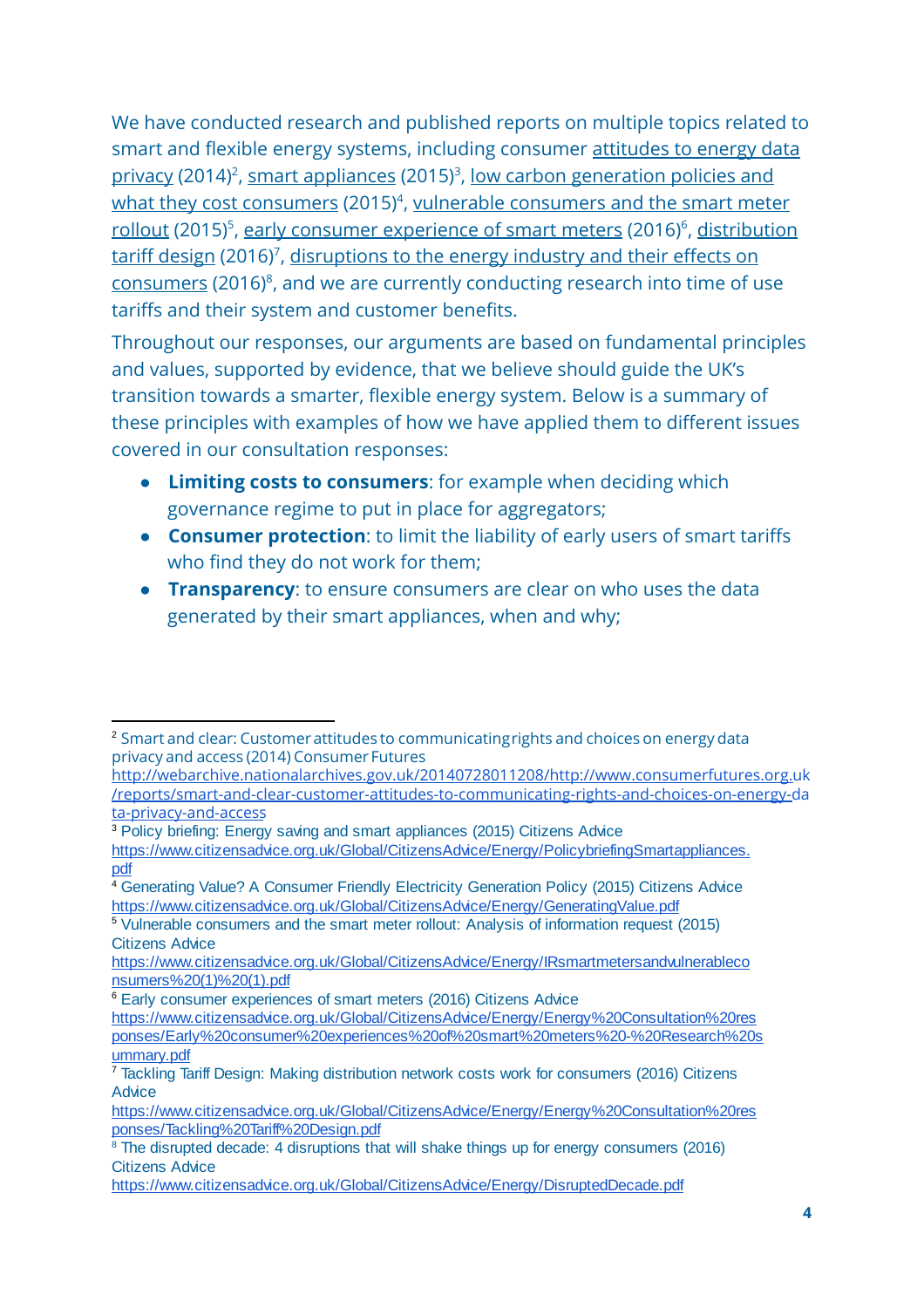We have conducted research and published reports on multiple topics related to smart and flexible energy systems, including consumer attitudes to energy data privacy (2014)[2], smart appliances (2015)[3], low carbon generation policies and what they cost consumers (2015)[4], vulnerable consumers and the smart meter rollout (2015)[5], early consumer experience of smart meters (2016)[6], distribution tariff design (2016)[7], disruptions to the energy industry and their effects on consumers (2016)[8], and we are currently conducting research into time of use tariffs and their system and customer benefits.

Throughout our responses, our arguments are based on fundamental principles and values, supported by evidence, that we believe should guide the UK's transition towards a smarter, flexible energy system. Below is a summary of these principles with examples of how we have applied them to different issues covered in our consultation responses:

- **Limiting costs to consumers**: for example when deciding which governance regime to put in place for aggregators;
- **Consumer protection**: to limit the liability of early users of smart tariffs who find they do not work for them;
- **Transparency**: to ensure consumers are clear on who uses the data generated by their smart appliances, when and why;

---

[2] Smart and clear: Customer attitudes to communicating rights and choices on energy data privacy and access (2014) Consumer Futures http://webarchive.nationalarchives.gov.uk/20140728011208/http://www.consumerfutures.org.uk/reports/smart-and-clear-customer-attitudes-to-communicating-rights-and-choices-on-energy-data-privacy-and-access

[3] Policy briefing: Energy saving and smart appliances (2015) Citizens Advice https://www.citizensadvice.org.uk/Global/CitizensAdvice/Energy/PolicybriefingSmartappliances.pdf

[4] Generating Value? A Consumer Friendly Electricity Generation Policy (2015) Citizens Advice https://www.citizensadvice.org.uk/Global/CitizensAdvice/Energy/GeneratingValue.pdf

[5] Vulnerable consumers and the smart meter rollout: Analysis of information request (2015) Citizens Advice https://www.citizensadvice.org.uk/Global/CitizensAdvice/Energy/IRsmartmetersandvulnerableconsumers%20(1)%20(1).pdf

[6] Early consumer experiences of smart meters (2016) Citizens Advice https://www.citizensadvice.org.uk/Global/CitizensAdvice/Energy/Energy%20Consultation%20responses/Early%20consumer%20experiences%20of%20smart%20meters%20-%20Research%20summary.pdf

[7] Tackling Tariff Design: Making distribution network costs work for consumers (2016) Citizens Advice https://www.citizensadvice.org.uk/Global/CitizensAdvice/Energy/Energy%20Consultation%20responses/Tackling%20Tariff%20Design.pdf

[8] The disrupted decade: 4 disruptions that will shake things up for energy consumers (2016) Citizens Advice https://www.citizensadvice.org.uk/Global/CitizensAdvice/Energy/DisruptedDecade.pdf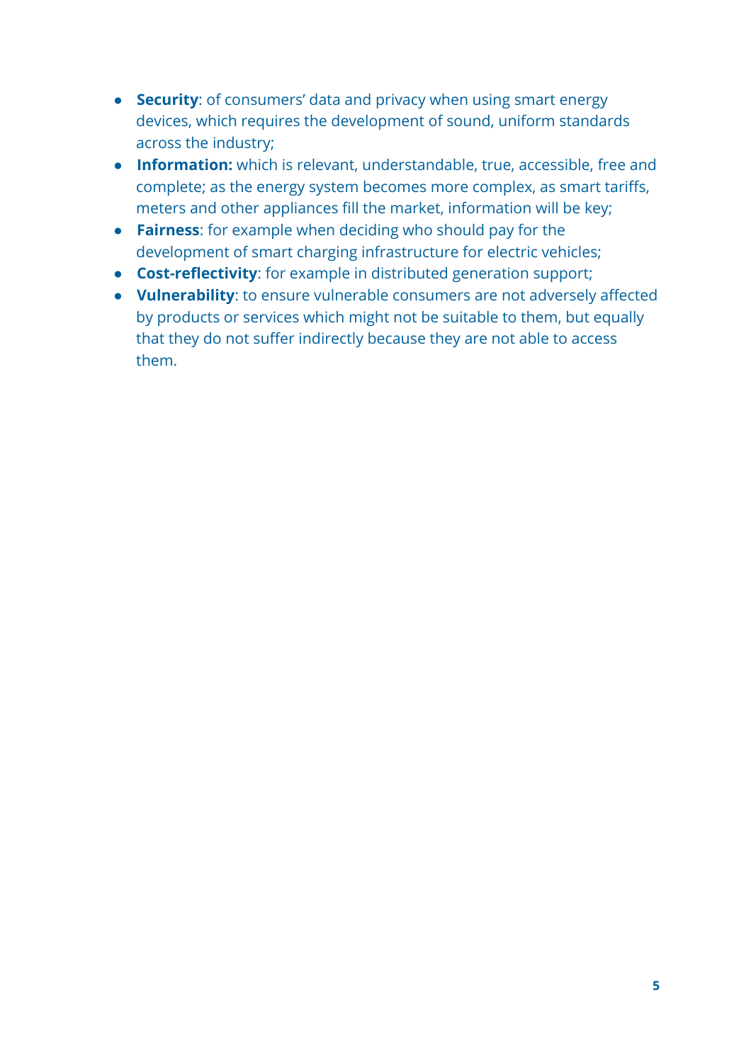- **Security**: of consumers' data and privacy when using smart energy devices, which requires the development of sound, uniform standards across the industry;
- **Information:** which is relevant, understandable, true, accessible, free and complete; as the energy system becomes more complex, as smart tariffs, meters and other appliances fill the market, information will be key;
- **Fairness**: for example when deciding who should pay for the development of smart charging infrastructure for electric vehicles;
- **Cost-reflectivity**: for example in distributed generation support;
- **Vulnerability**: to ensure vulnerable consumers are not adversely affected by products or services which might not be suitable to them, but equally that they do not suffer indirectly because they are not able to access them.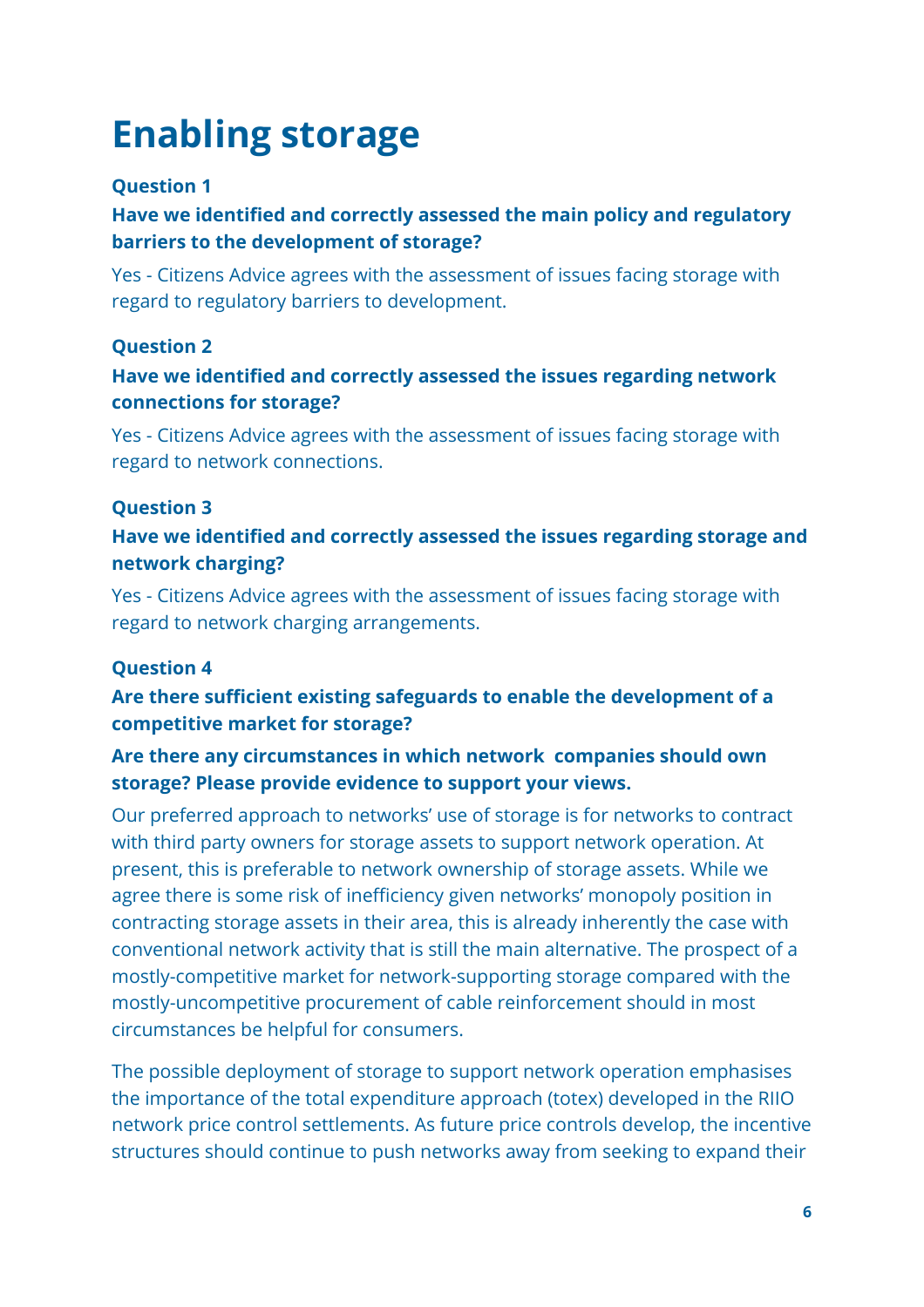# Enabling storage

**Question 1**

**Have we identified and correctly assessed the main policy and regulatory barriers to the development of storage?**

Yes - Citizens Advice agrees with the assessment of issues facing storage with regard to regulatory barriers to development.

**Question 2**

**Have we identified and correctly assessed the issues regarding network connections for storage?**

Yes - Citizens Advice agrees with the assessment of issues facing storage with regard to network connections.

**Question 3**

**Have we identified and correctly assessed the issues regarding storage and network charging?**

Yes - Citizens Advice agrees with the assessment of issues facing storage with regard to network charging arrangements.

**Question 4**

**Are there sufficient existing safeguards to enable the development of a competitive market for storage?**

**Are there any circumstances in which network companies should own storage? Please provide evidence to support your views.**

Our preferred approach to networks' use of storage is for networks to contract with third party owners for storage assets to support network operation. At present, this is preferable to network ownership of storage assets. While we agree there is some risk of inefficiency given networks' monopoly position in contracting storage assets in their area, this is already inherently the case with conventional network activity that is still the main alternative. The prospect of a mostly-competitive market for network-supporting storage compared with the mostly-uncompetitive procurement of cable reinforcement should in most circumstances be helpful for consumers.

The possible deployment of storage to support network operation emphasises the importance of the total expenditure approach (totex) developed in the RIIO network price control settlements. As future price controls develop, the incentive structures should continue to push networks away from seeking to expand their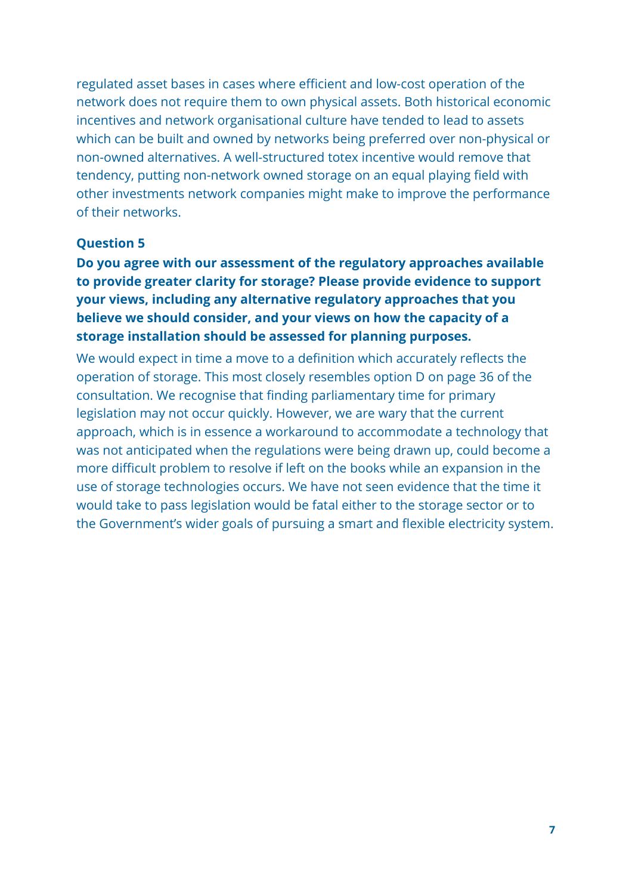regulated asset bases in cases where efficient and low-cost operation of the network does not require them to own physical assets. Both historical economic incentives and network organisational culture have tended to lead to assets which can be built and owned by networks being preferred over non-physical or non-owned alternatives. A well-structured totex incentive would remove that tendency, putting non-network owned storage on an equal playing field with other investments network companies might make to improve the performance of their networks.

**Question 5**

**Do you agree with our assessment of the regulatory approaches available to provide greater clarity for storage? Please provide evidence to support your views, including any alternative regulatory approaches that you believe we should consider, and your views on how the capacity of a storage installation should be assessed for planning purposes.**

We would expect in time a move to a definition which accurately reflects the operation of storage. This most closely resembles option D on page 36 of the consultation. We recognise that finding parliamentary time for primary legislation may not occur quickly. However, we are wary that the current approach, which is in essence a workaround to accommodate a technology that was not anticipated when the regulations were being drawn up, could become a more difficult problem to resolve if left on the books while an expansion in the use of storage technologies occurs. We have not seen evidence that the time it would take to pass legislation would be fatal either to the storage sector or to the Government's wider goals of pursuing a smart and flexible electricity system.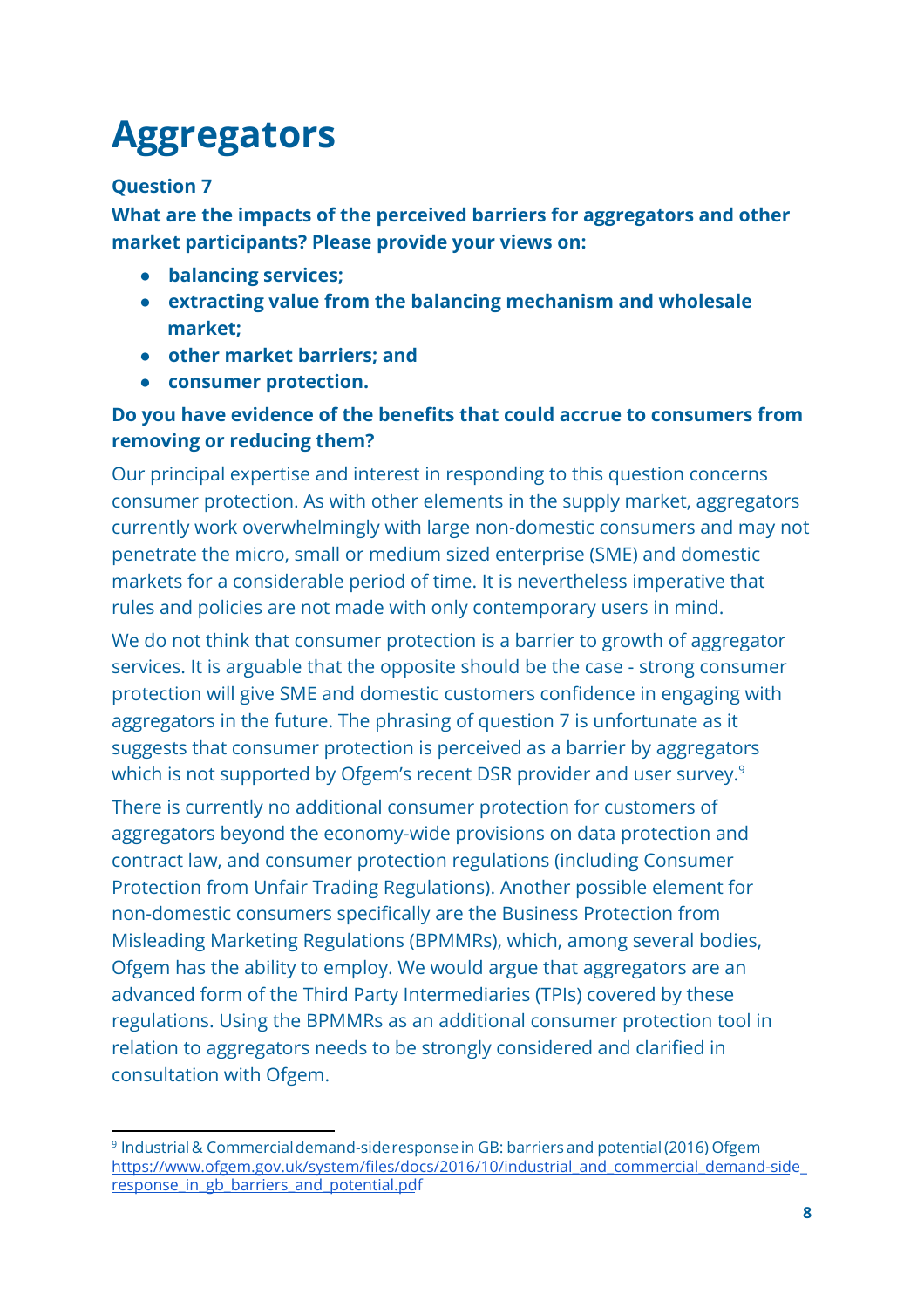# Aggregators

**Question 7**

**What are the impacts of the perceived barriers for aggregators and other market participants? Please provide your views on:**

- **balancing services;**
- **extracting value from the balancing mechanism and wholesale market;**
- **other market barriers; and**
- **consumer protection.**

**Do you have evidence of the benefits that could accrue to consumers from removing or reducing them?**

Our principal expertise and interest in responding to this question concerns consumer protection. As with other elements in the supply market, aggregators currently work overwhelmingly with large non-domestic consumers and may not penetrate the micro, small or medium sized enterprise (SME) and domestic markets for a considerable period of time. It is nevertheless imperative that rules and policies are not made with only contemporary users in mind.

We do not think that consumer protection is a barrier to growth of aggregator services. It is arguable that the opposite should be the case - strong consumer protection will give SME and domestic customers confidence in engaging with aggregators in the future. The phrasing of question 7 is unfortunate as it suggests that consumer protection is perceived as a barrier by aggregators which is not supported by Ofgem's recent DSR provider and user survey.[9]

There is currently no additional consumer protection for customers of aggregators beyond the economy-wide provisions on data protection and contract law, and consumer protection regulations (including Consumer Protection from Unfair Trading Regulations). Another possible element for non-domestic consumers specifically are the Business Protection from Misleading Marketing Regulations (BPMMRs), which, among several bodies, Ofgem has the ability to employ. We would argue that aggregators are an advanced form of the Third Party Intermediaries (TPIs) covered by these regulations. Using the BPMMRs as an additional consumer protection tool in relation to aggregators needs to be strongly considered and clarified in consultation with Ofgem.

---

[9] Industrial & Commercial demand-side response in GB: barriers and potential (2016) Ofgem https://www.ofgem.gov.uk/system/files/docs/2016/10/industrial_and_commercial_demand-side_response_in_gb_barriers_and_potential.pdf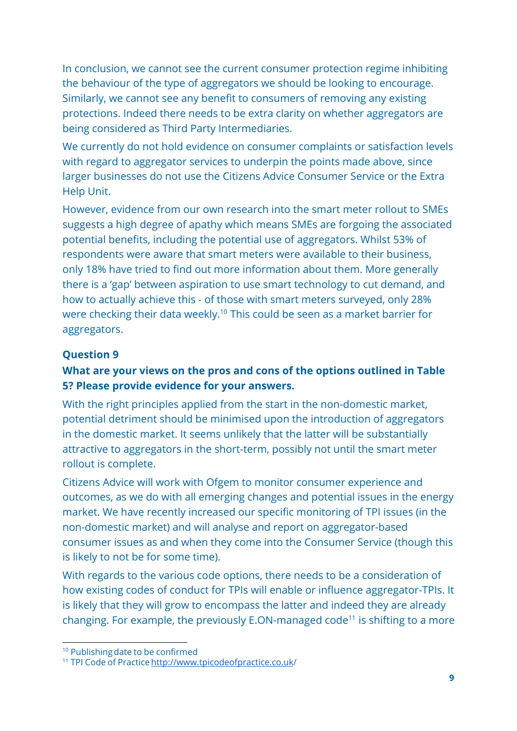In conclusion, we cannot see the current consumer protection regime inhibiting the behaviour of the type of aggregators we should be looking to encourage. Similarly, we cannot see any benefit to consumers of removing any existing protections. Indeed there needs to be extra clarity on whether aggregators are being considered as Third Party Intermediaries.

We currently do not hold evidence on consumer complaints or satisfaction levels with regard to aggregator services to underpin the points made above, since larger businesses do not use the Citizens Advice Consumer Service or the Extra Help Unit.

However, evidence from our own research into the smart meter rollout to SMEs suggests a high degree of apathy which means SMEs are forgoing the associated potential benefits, including the potential use of aggregators. Whilst 53% of respondents were aware that smart meters were available to their business, only 18% have tried to find out more information about them. More generally there is a 'gap' between aspiration to use smart technology to cut demand, and how to actually achieve this - of those with smart meters surveyed, only 28% were checking their data weekly.[10] This could be seen as a market barrier for aggregators.

### Question 9

**What are your views on the pros and cons of the options outlined in Table 5? Please provide evidence for your answers.**

With the right principles applied from the start in the non-domestic market, potential detriment should be minimised upon the introduction of aggregators in the domestic market. It seems unlikely that the latter will be substantially attractive to aggregators in the short-term, possibly not until the smart meter rollout is complete.

Citizens Advice will work with Ofgem to monitor consumer experience and outcomes, as we do with all emerging changes and potential issues in the energy market. We have recently increased our specific monitoring of TPI issues (in the non-domestic market) and will analyse and report on aggregator-based consumer issues as and when they come into the Consumer Service (though this is likely to not be for some time).

With regards to the various code options, there needs to be a consideration of how existing codes of conduct for TPIs will enable or influence aggregator-TPIs. It is likely that they will grow to encompass the latter and indeed they are already changing. For example, the previously E.ON-managed code[11] is shifting to a more

---

[10] Publishing date to be confirmed

[11] TPI Code of Practice http://www.tpicodeofpractice.co.uk/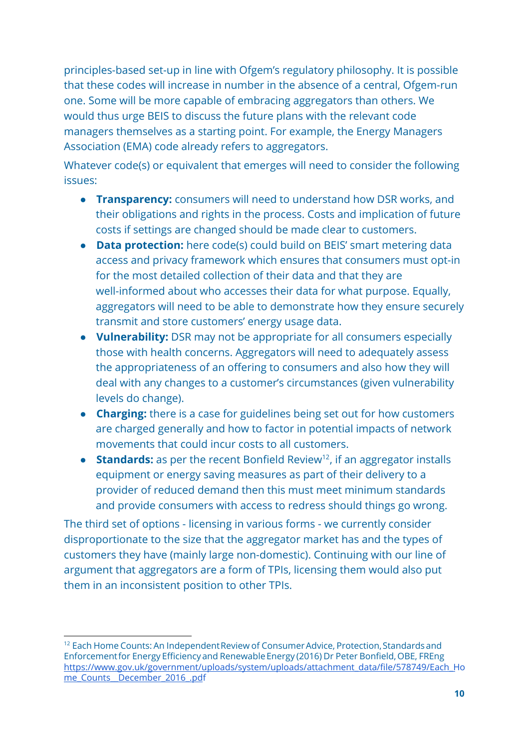principles-based set-up in line with Ofgem's regulatory philosophy. It is possible that these codes will increase in number in the absence of a central, Ofgem-run one. Some will be more capable of embracing aggregators than others. We would thus urge BEIS to discuss the future plans with the relevant code managers themselves as a starting point. For example, the Energy Managers Association (EMA) code already refers to aggregators.

Whatever code(s) or equivalent that emerges will need to consider the following issues:

- **Transparency:** consumers will need to understand how DSR works, and their obligations and rights in the process. Costs and implication of future costs if settings are changed should be made clear to customers.
- **Data protection:** here code(s) could build on BEIS' smart metering data access and privacy framework which ensures that consumers must opt-in for the most detailed collection of their data and that they are well-informed about who accesses their data for what purpose. Equally, aggregators will need to be able to demonstrate how they ensure securely transmit and store customers' energy usage data.
- **Vulnerability:** DSR may not be appropriate for all consumers especially those with health concerns. Aggregators will need to adequately assess the appropriateness of an offering to consumers and also how they will deal with any changes to a customer's circumstances (given vulnerability levels do change).
- **Charging:** there is a case for guidelines being set out for how customers are charged generally and how to factor in potential impacts of network movements that could incur costs to all customers.
- **Standards:** as per the recent Bonfield Review[12], if an aggregator installs equipment or energy saving measures as part of their delivery to a provider of reduced demand then this must meet minimum standards and provide consumers with access to redress should things go wrong.

The third set of options - licensing in various forms - we currently consider disproportionate to the size that the aggregator market has and the types of customers they have (mainly large non-domestic). Continuing with our line of argument that aggregators are a form of TPIs, licensing them would also put them in an inconsistent position to other TPIs.

---

[12] Each Home Counts: An Independent Review of Consumer Advice, Protection, Standards and Enforcement for Energy Efficiency and Renewable Energy (2016) Dr Peter Bonfield, OBE, FREng https://www.gov.uk/government/uploads/system/uploads/attachment_data/file/578749/Each_Home_Counts__December_2016_.pdf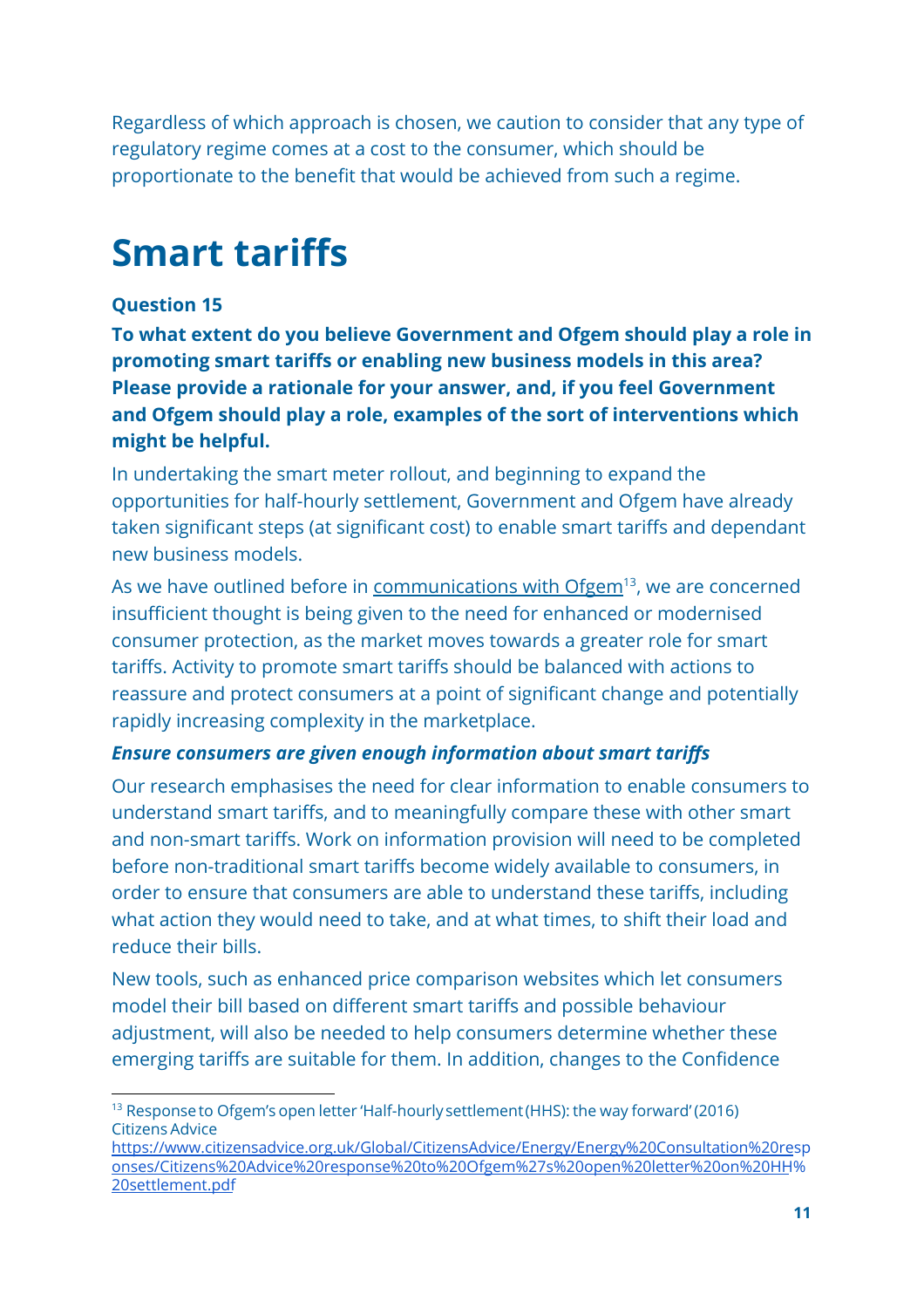Regardless of which approach is chosen, we caution to consider that any type of regulatory regime comes at a cost to the consumer, which should be proportionate to the benefit that would be achieved from such a regime.

# Smart tariffs

**Question 15**

**To what extent do you believe Government and Ofgem should play a role in promoting smart tariffs or enabling new business models in this area? Please provide a rationale for your answer, and, if you feel Government and Ofgem should play a role, examples of the sort of interventions which might be helpful.**

In undertaking the smart meter rollout, and beginning to expand the opportunities for half-hourly settlement, Government and Ofgem have already taken significant steps (at significant cost) to enable smart tariffs and dependant new business models.

As we have outlined before in communications with Ofgem[13], we are concerned insufficient thought is being given to the need for enhanced or modernised consumer protection, as the market moves towards a greater role for smart tariffs. Activity to promote smart tariffs should be balanced with actions to reassure and protect consumers at a point of significant change and potentially rapidly increasing complexity in the marketplace.

***Ensure consumers are given enough information about smart tariffs***

Our research emphasises the need for clear information to enable consumers to understand smart tariffs, and to meaningfully compare these with other smart and non-smart tariffs. Work on information provision will need to be completed before non-traditional smart tariffs become widely available to consumers, in order to ensure that consumers are able to understand these tariffs, including what action they would need to take, and at what times, to shift their load and reduce their bills.

New tools, such as enhanced price comparison websites which let consumers model their bill based on different smart tariffs and possible behaviour adjustment, will also be needed to help consumers determine whether these emerging tariffs are suitable for them. In addition, changes to the Confidence

---

[13] Response to Ofgem's open letter 'Half-hourly settlement (HHS): the way forward' (2016) Citizens Advice https://www.citizensadvice.org.uk/Global/CitizensAdvice/Energy/Energy%20Consultation%20responses/Citizens%20Advice%20response%20to%20Ofgem%27s%20open%20letter%20on%20HH%20settlement.pdf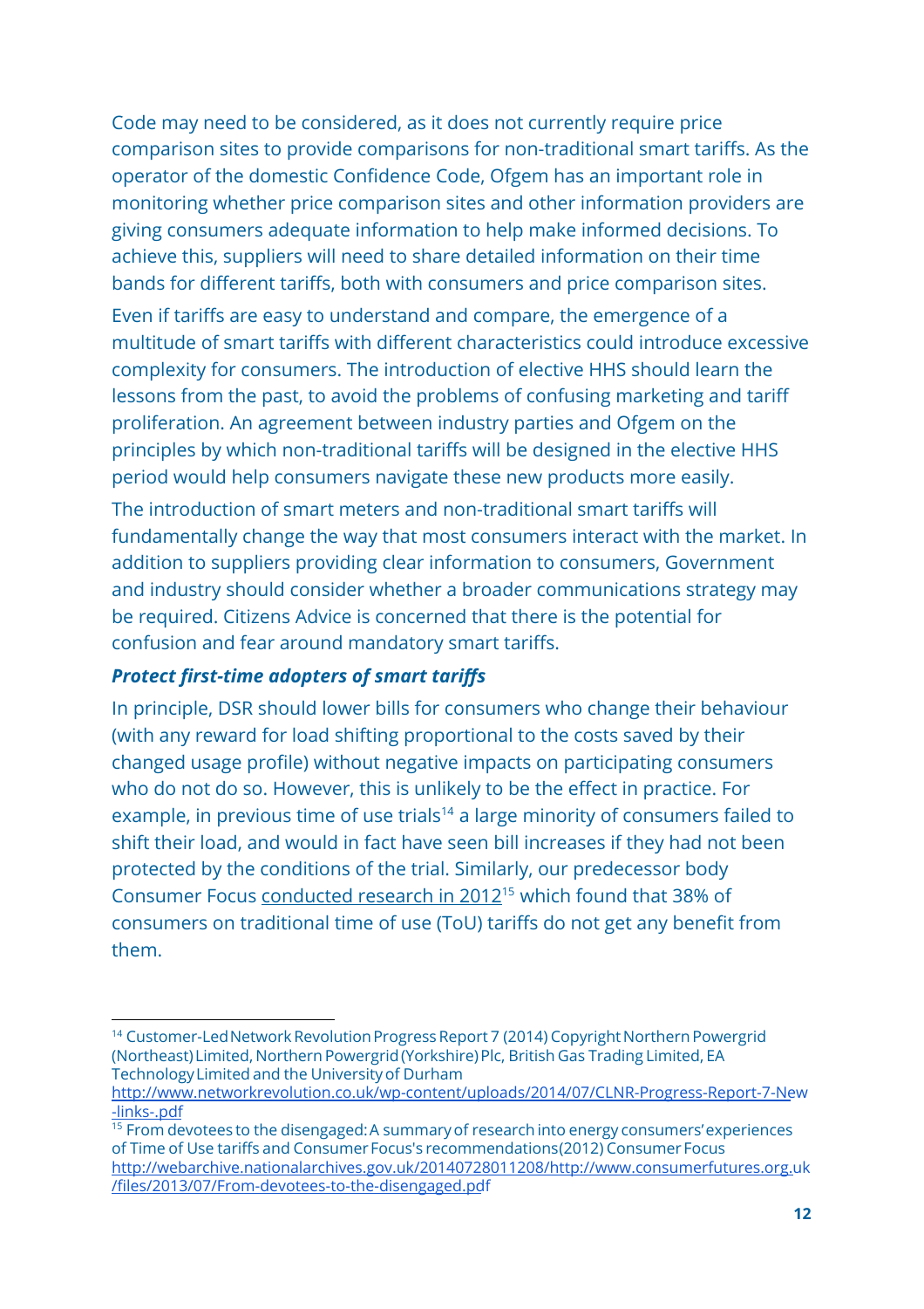Code may need to be considered, as it does not currently require price comparison sites to provide comparisons for non-traditional smart tariffs. As the operator of the domestic Confidence Code, Ofgem has an important role in monitoring whether price comparison sites and other information providers are giving consumers adequate information to help make informed decisions. To achieve this, suppliers will need to share detailed information on their time bands for different tariffs, both with consumers and price comparison sites.

Even if tariffs are easy to understand and compare, the emergence of a multitude of smart tariffs with different characteristics could introduce excessive complexity for consumers. The introduction of elective HHS should learn the lessons from the past, to avoid the problems of confusing marketing and tariff proliferation. An agreement between industry parties and Ofgem on the principles by which non-traditional tariffs will be designed in the elective HHS period would help consumers navigate these new products more easily.

The introduction of smart meters and non-traditional smart tariffs will fundamentally change the way that most consumers interact with the market. In addition to suppliers providing clear information to consumers, Government and industry should consider whether a broader communications strategy may be required. Citizens Advice is concerned that there is the potential for confusion and fear around mandatory smart tariffs.

***Protect first-time adopters of smart tariffs***

In principle, DSR should lower bills for consumers who change their behaviour (with any reward for load shifting proportional to the costs saved by their changed usage profile) without negative impacts on participating consumers who do not do so. However, this is unlikely to be the effect in practice. For example, in previous time of use trials[14] a large minority of consumers failed to shift their load, and would in fact have seen bill increases if they had not been protected by the conditions of the trial. Similarly, our predecessor body Consumer Focus conducted research in 2012[15] which found that 38% of consumers on traditional time of use (ToU) tariffs do not get any benefit from them.

---

[14] Customer-Led Network Revolution Progress Report 7 (2014) Copyright Northern Powergrid (Northeast) Limited, Northern Powergrid (Yorkshire) Plc, British Gas Trading Limited, EA Technology Limited and the University of Durham http://www.networkrevolution.co.uk/wp-content/uploads/2014/07/CLNR-Progress-Report-7-New-links-.pdf

[15] From devotees to the disengaged: A summary of research into energy consumers' experiences of Time of Use tariffs and Consumer Focus's recommendations(2012) Consumer Focus http://webarchive.nationalarchives.gov.uk/20140728011208/http://www.consumerfutures.org.uk/files/2013/07/From-devotees-to-the-disengaged.pdf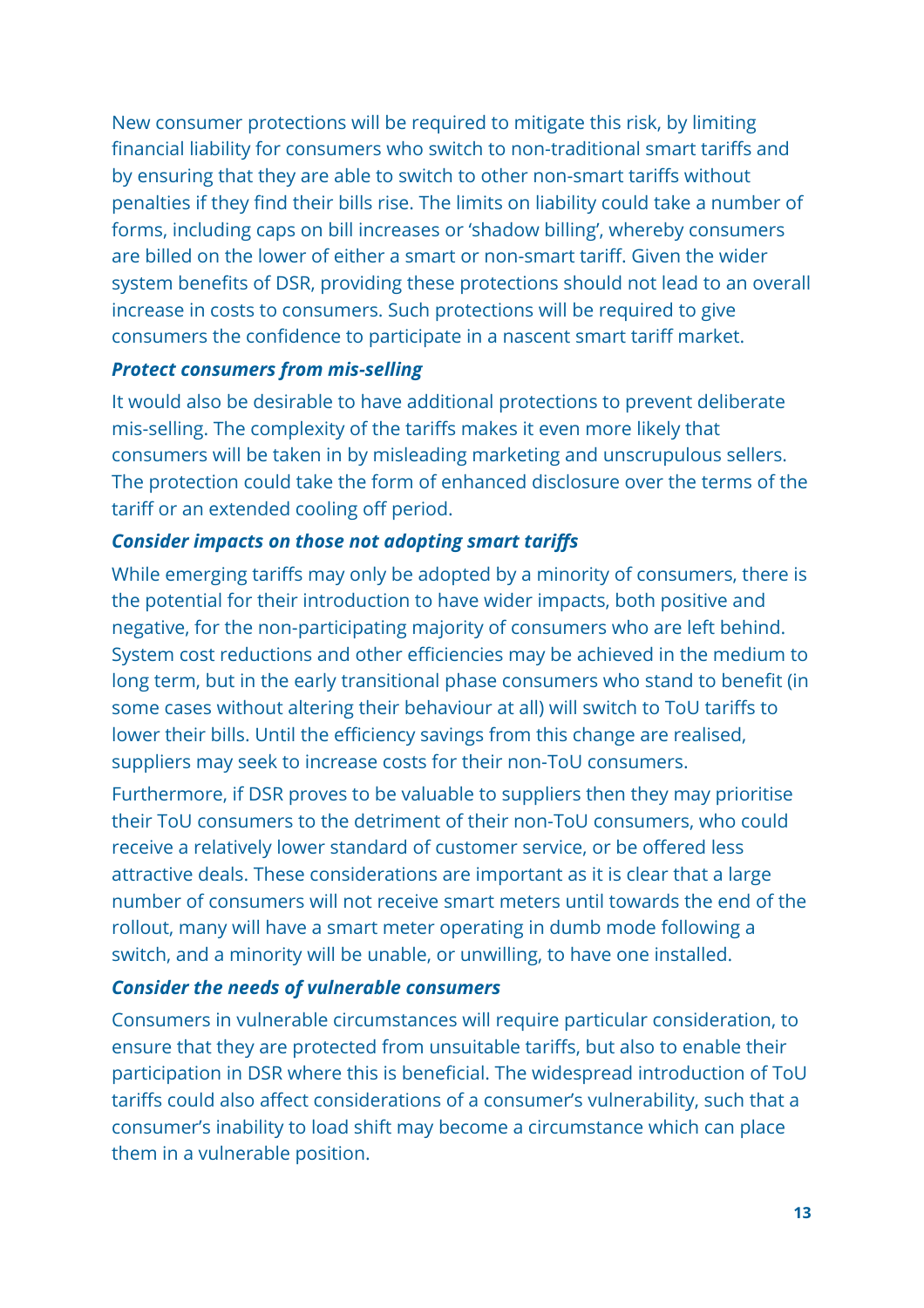New consumer protections will be required to mitigate this risk, by limiting financial liability for consumers who switch to non-traditional smart tariffs and by ensuring that they are able to switch to other non-smart tariffs without penalties if they find their bills rise. The limits on liability could take a number of forms, including caps on bill increases or 'shadow billing', whereby consumers are billed on the lower of either a smart or non-smart tariff. Given the wider system benefits of DSR, providing these protections should not lead to an overall increase in costs to consumers. Such protections will be required to give consumers the confidence to participate in a nascent smart tariff market.

***Protect consumers from mis-selling***

It would also be desirable to have additional protections to prevent deliberate mis-selling. The complexity of the tariffs makes it even more likely that consumers will be taken in by misleading marketing and unscrupulous sellers. The protection could take the form of enhanced disclosure over the terms of the tariff or an extended cooling off period.

***Consider impacts on those not adopting smart tariffs***

While emerging tariffs may only be adopted by a minority of consumers, there is the potential for their introduction to have wider impacts, both positive and negative, for the non-participating majority of consumers who are left behind. System cost reductions and other efficiencies may be achieved in the medium to long term, but in the early transitional phase consumers who stand to benefit (in some cases without altering their behaviour at all) will switch to ToU tariffs to lower their bills. Until the efficiency savings from this change are realised, suppliers may seek to increase costs for their non-ToU consumers.

Furthermore, if DSR proves to be valuable to suppliers then they may prioritise their ToU consumers to the detriment of their non-ToU consumers, who could receive a relatively lower standard of customer service, or be offered less attractive deals. These considerations are important as it is clear that a large number of consumers will not receive smart meters until towards the end of the rollout, many will have a smart meter operating in dumb mode following a switch, and a minority will be unable, or unwilling, to have one installed.

***Consider the needs of vulnerable consumers***

Consumers in vulnerable circumstances will require particular consideration, to ensure that they are protected from unsuitable tariffs, but also to enable their participation in DSR where this is beneficial. The widespread introduction of ToU tariffs could also affect considerations of a consumer's vulnerability, such that a consumer's inability to load shift may become a circumstance which can place them in a vulnerable position.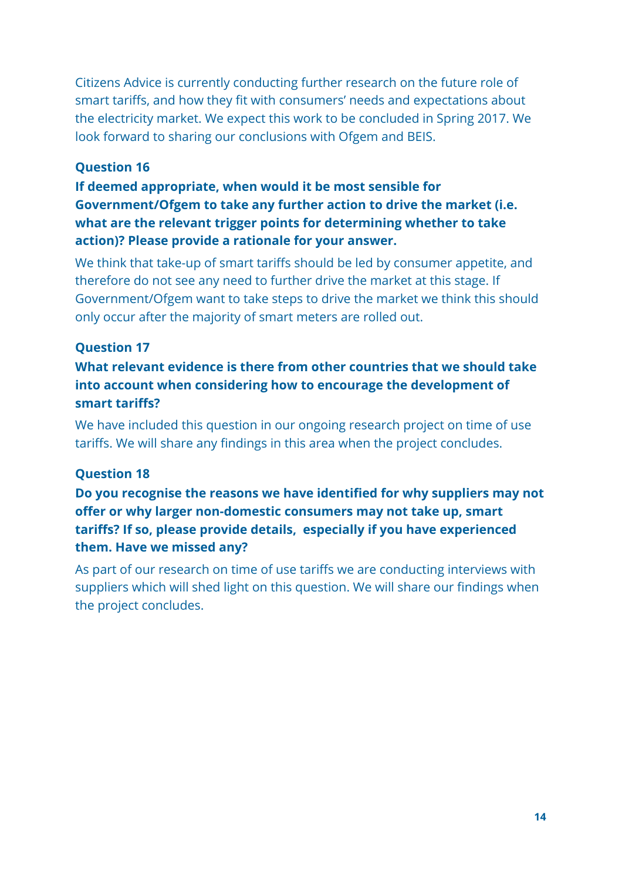Citizens Advice is currently conducting further research on the future role of smart tariffs, and how they fit with consumers' needs and expectations about the electricity market. We expect this work to be concluded in Spring 2017. We look forward to sharing our conclusions with Ofgem and BEIS.

**Question 16**

**If deemed appropriate, when would it be most sensible for Government/Ofgem to take any further action to drive the market (i.e. what are the relevant trigger points for determining whether to take action)? Please provide a rationale for your answer.**

We think that take-up of smart tariffs should be led by consumer appetite, and therefore do not see any need to further drive the market at this stage. If Government/Ofgem want to take steps to drive the market we think this should only occur after the majority of smart meters are rolled out.

**Question 17**

**What relevant evidence is there from other countries that we should take into account when considering how to encourage the development of smart tariffs?**

We have included this question in our ongoing research project on time of use tariffs. We will share any findings in this area when the project concludes.

**Question 18**

**Do you recognise the reasons we have identified for why suppliers may not offer or why larger non-domestic consumers may not take up, smart tariffs? If so, please provide details, especially if you have experienced them. Have we missed any?**

As part of our research on time of use tariffs we are conducting interviews with suppliers which will shed light on this question. We will share our findings when the project concludes.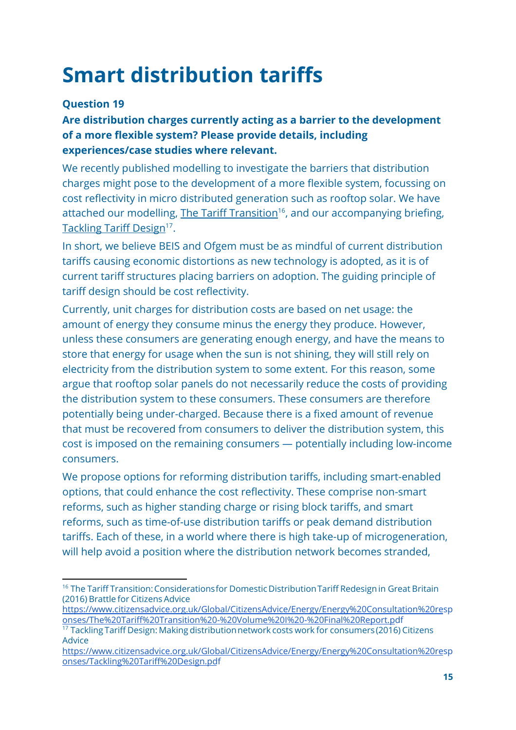# Smart distribution tariffs

**Question 19**

**Are distribution charges currently acting as a barrier to the development of a more flexible system? Please provide details, including experiences/case studies where relevant.**

We recently published modelling to investigate the barriers that distribution charges might pose to the development of a more flexible system, focussing on cost reflectivity in micro distributed generation such as rooftop solar. We have attached our modelling, [The Tariff Transition][16], and our accompanying briefing, [Tackling Tariff Design][17].

In short, we believe BEIS and Ofgem must be as mindful of current distribution tariffs causing economic distortions as new technology is adopted, as it is of current tariff structures placing barriers on adoption. The guiding principle of tariff design should be cost reflectivity.

Currently, unit charges for distribution costs are based on net usage: the amount of energy they consume minus the energy they produce. However, unless these consumers are generating enough energy, and have the means to store that energy for usage when the sun is not shining, they will still rely on electricity from the distribution system to some extent. For this reason, some argue that rooftop solar panels do not necessarily reduce the costs of providing the distribution system to these consumers. These consumers are therefore potentially being under-charged. Because there is a fixed amount of revenue that must be recovered from consumers to deliver the distribution system, this cost is imposed on the remaining consumers — potentially including low-income consumers.

We propose options for reforming distribution tariffs, including smart-enabled options, that could enhance the cost reflectivity. These comprise non-smart reforms, such as higher standing charge or rising block tariffs, and smart reforms, such as time-of-use distribution tariffs or peak demand distribution tariffs. Each of these, in a world where there is high take-up of microgeneration, will help avoid a position where the distribution network becomes stranded,

---

[16] The Tariff Transition: Considerations for Domestic Distribution Tariff Redesign in Great Britain (2016) Brattle for Citizens Advice https://www.citizensadvice.org.uk/Global/CitizensAdvice/Energy/Energy%20Consultation%20responses/The%20Tariff%20Transition%20-%20Volume%20I%20-%20Final%20Report.pdf

[17] Tackling Tariff Design: Making distribution network costs work for consumers (2016) Citizens Advice https://www.citizensadvice.org.uk/Global/CitizensAdvice/Energy/Energy%20Consultation%20responses/Tackling%20Tariff%20Design.pdf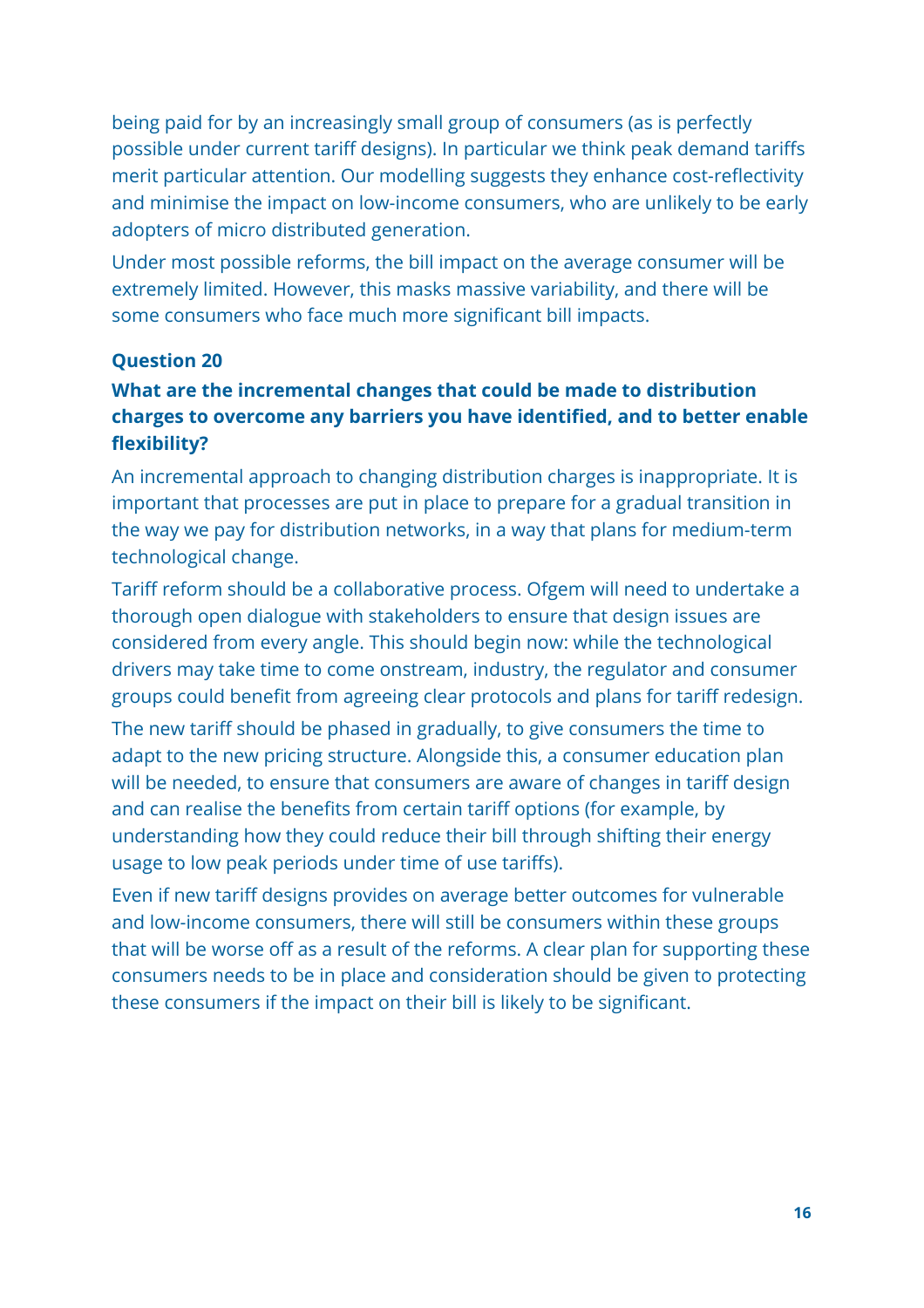being paid for by an increasingly small group of consumers (as is perfectly possible under current tariff designs). In particular we think peak demand tariffs merit particular attention. Our modelling suggests they enhance cost-reflectivity and minimise the impact on low-income consumers, who are unlikely to be early adopters of micro distributed generation.

Under most possible reforms, the bill impact on the average consumer will be extremely limited. However, this masks massive variability, and there will be some consumers who face much more significant bill impacts.

### Question 20

**What are the incremental changes that could be made to distribution charges to overcome any barriers you have identified, and to better enable flexibility?**

An incremental approach to changing distribution charges is inappropriate. It is important that processes are put in place to prepare for a gradual transition in the way we pay for distribution networks, in a way that plans for medium-term technological change.

Tariff reform should be a collaborative process. Ofgem will need to undertake a thorough open dialogue with stakeholders to ensure that design issues are considered from every angle. This should begin now: while the technological drivers may take time to come onstream, industry, the regulator and consumer groups could benefit from agreeing clear protocols and plans for tariff redesign.

The new tariff should be phased in gradually, to give consumers the time to adapt to the new pricing structure. Alongside this, a consumer education plan will be needed, to ensure that consumers are aware of changes in tariff design and can realise the benefits from certain tariff options (for example, by understanding how they could reduce their bill through shifting their energy usage to low peak periods under time of use tariffs).

Even if new tariff designs provides on average better outcomes for vulnerable and low-income consumers, there will still be consumers within these groups that will be worse off as a result of the reforms. A clear plan for supporting these consumers needs to be in place and consideration should be given to protecting these consumers if the impact on their bill is likely to be significant.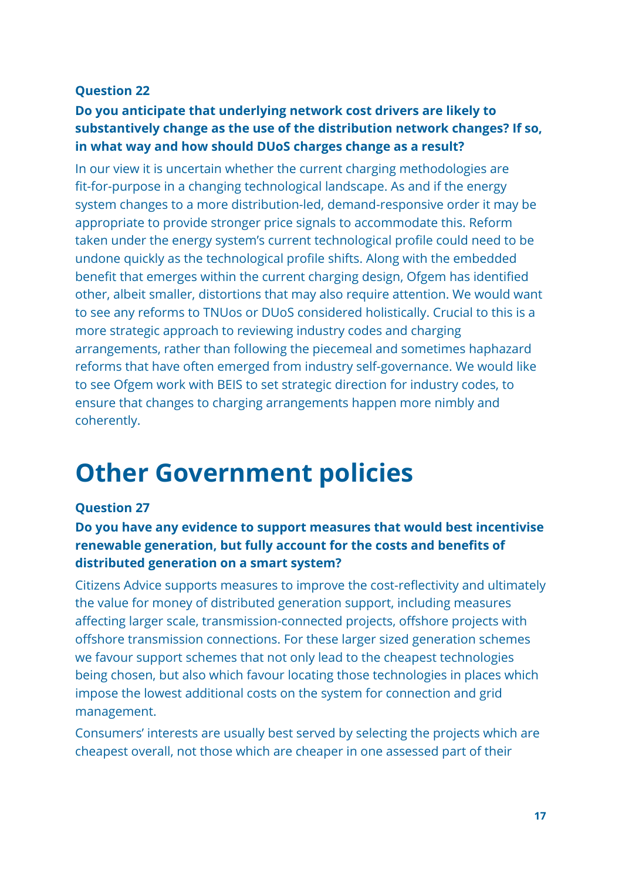**Question 22**

**Do you anticipate that underlying network cost drivers are likely to substantively change as the use of the distribution network changes? If so, in what way and how should DUoS charges change as a result?**

In our view it is uncertain whether the current charging methodologies are fit-for-purpose in a changing technological landscape. As and if the energy system changes to a more distribution-led, demand-responsive order it may be appropriate to provide stronger price signals to accommodate this. Reform taken under the energy system's current technological profile could need to be undone quickly as the technological profile shifts. Along with the embedded benefit that emerges within the current charging design, Ofgem has identified other, albeit smaller, distortions that may also require attention. We would want to see any reforms to TNUos or DUoS considered holistically. Crucial to this is a more strategic approach to reviewing industry codes and charging arrangements, rather than following the piecemeal and sometimes haphazard reforms that have often emerged from industry self-governance. We would like to see Ofgem work with BEIS to set strategic direction for industry codes, to ensure that changes to charging arrangements happen more nimbly and coherently.

# Other Government policies

**Question 27**

**Do you have any evidence to support measures that would best incentivise renewable generation, but fully account for the costs and benefits of distributed generation on a smart system?**

Citizens Advice supports measures to improve the cost-reflectivity and ultimately the value for money of distributed generation support, including measures affecting larger scale, transmission-connected projects, offshore projects with offshore transmission connections. For these larger sized generation schemes we favour support schemes that not only lead to the cheapest technologies being chosen, but also which favour locating those technologies in places which impose the lowest additional costs on the system for connection and grid management.

Consumers' interests are usually best served by selecting the projects which are cheapest overall, not those which are cheaper in one assessed part of their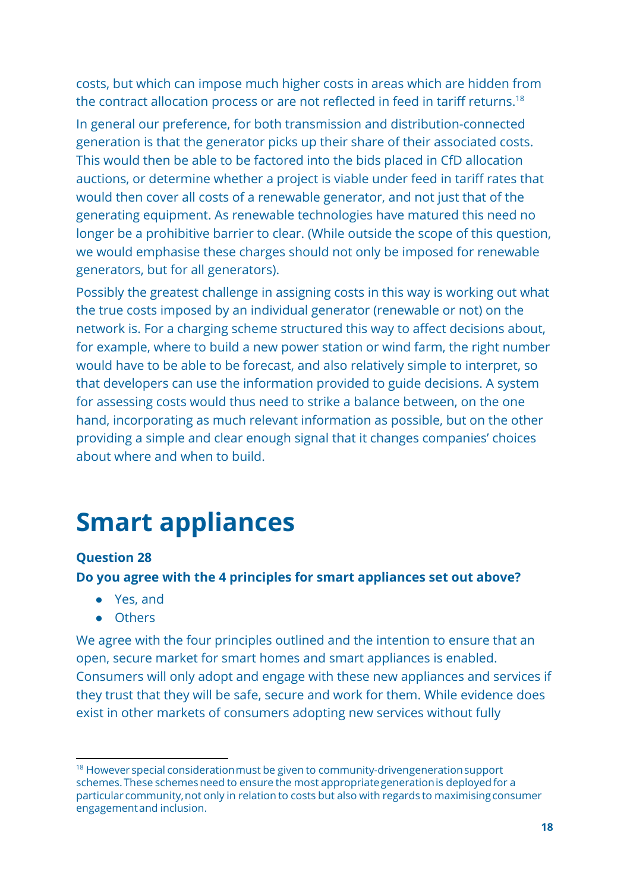costs, but which can impose much higher costs in areas which are hidden from the contract allocation process or are not reflected in feed in tariff returns.[18]

In general our preference, for both transmission and distribution-connected generation is that the generator picks up their share of their associated costs. This would then be able to be factored into the bids placed in CfD allocation auctions, or determine whether a project is viable under feed in tariff rates that would then cover all costs of a renewable generator, and not just that of the generating equipment. As renewable technologies have matured this need no longer be a prohibitive barrier to clear. (While outside the scope of this question, we would emphasise these charges should not only be imposed for renewable generators, but for all generators).

Possibly the greatest challenge in assigning costs in this way is working out what the true costs imposed by an individual generator (renewable or not) on the network is. For a charging scheme structured this way to affect decisions about, for example, where to build a new power station or wind farm, the right number would have to be able to be forecast, and also relatively simple to interpret, so that developers can use the information provided to guide decisions. A system for assessing costs would thus need to strike a balance between, on the one hand, incorporating as much relevant information as possible, but on the other providing a simple and clear enough signal that it changes companies' choices about where and when to build.

# Smart appliances

**Question 28**

**Do you agree with the 4 principles for smart appliances set out above?**

- Yes, and
- Others

We agree with the four principles outlined and the intention to ensure that an open, secure market for smart homes and smart appliances is enabled. Consumers will only adopt and engage with these new appliances and services if they trust that they will be safe, secure and work for them. While evidence does exist in other markets of consumers adopting new services without fully

[18] However special consideration must be given to community-driven generation support schemes. These schemes need to ensure the most appropriate generation is deployed for a particular community, not only in relation to costs but also with regards to maximising consumer engagement and inclusion.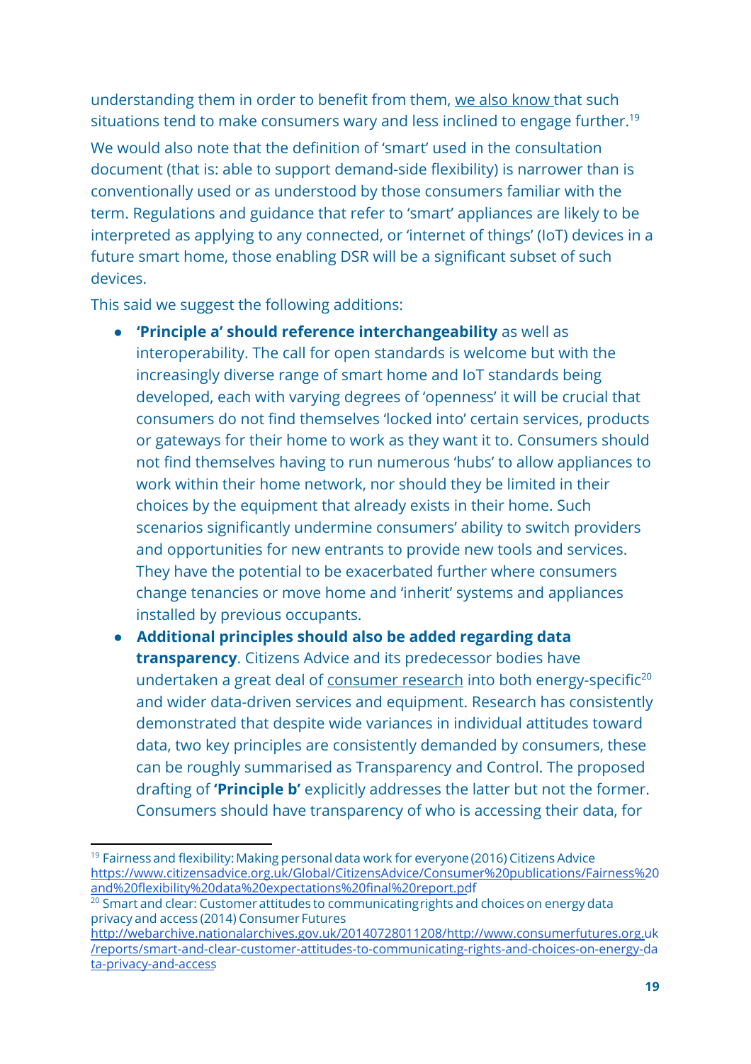understanding them in order to benefit from them, we also know that such situations tend to make consumers wary and less inclined to engage further.[19]

We would also note that the definition of 'smart' used in the consultation document (that is: able to support demand-side flexibility) is narrower than is conventionally used or as understood by those consumers familiar with the term. Regulations and guidance that refer to 'smart' appliances are likely to be interpreted as applying to any connected, or 'internet of things' (IoT) devices in a future smart home, those enabling DSR will be a significant subset of such devices.

This said we suggest the following additions:

- **'Principle a' should reference interchangeability** as well as interoperability. The call for open standards is welcome but with the increasingly diverse range of smart home and IoT standards being developed, each with varying degrees of 'openness' it will be crucial that consumers do not find themselves 'locked into' certain services, products or gateways for their home to work as they want it to. Consumers should not find themselves having to run numerous 'hubs' to allow appliances to work within their home network, nor should they be limited in their choices by the equipment that already exists in their home. Such scenarios significantly undermine consumers' ability to switch providers and opportunities for new entrants to provide new tools and services. They have the potential to be exacerbated further where consumers change tenancies or move home and 'inherit' systems and appliances installed by previous occupants.
- **Additional principles should also be added regarding data transparency**. Citizens Advice and its predecessor bodies have undertaken a great deal of consumer research into both energy-specific[20] and wider data-driven services and equipment. Research has consistently demonstrated that despite wide variances in individual attitudes toward data, two key principles are consistently demanded by consumers, these can be roughly summarised as Transparency and Control. The proposed drafting of **'Principle b'** explicitly addresses the latter but not the former. Consumers should have transparency of who is accessing their data, for

[19] Fairness and flexibility: Making personal data work for everyone (2016) Citizens Advice https://www.citizensadvice.org.uk/Global/CitizensAdvice/Consumer%20publications/Fairness%20and%20flexibility%20data%20expectations%20final%20report.pdf

[20] Smart and clear: Customer attitudes to communicating rights and choices on energy data privacy and access (2014) Consumer Futures http://webarchive.nationalarchives.gov.uk/20140728011208/http://www.consumerfutures.org.uk/reports/smart-and-clear-customer-attitudes-to-communicating-rights-and-choices-on-energy-data-privacy-and-access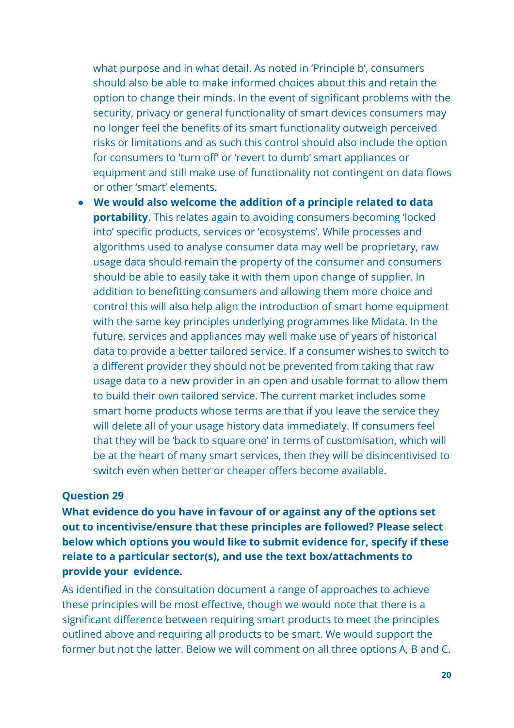what purpose and in what detail. As noted in 'Principle b', consumers should also be able to make informed choices about this and retain the option to change their minds. In the event of significant problems with the security, privacy or general functionality of smart devices consumers may no longer feel the benefits of its smart functionality outweigh perceived risks or limitations and as such this control should also include the option for consumers to 'turn off' or 'revert to dumb' smart appliances or equipment and still make use of functionality not contingent on data flows or other 'smart' elements.

- **We would also welcome the addition of a principle related to data portability**. This relates again to avoiding consumers becoming 'locked into' specific products, services or 'ecosystems'. While processes and algorithms used to analyse consumer data may well be proprietary, raw usage data should remain the property of the consumer and consumers should be able to easily take it with them upon change of supplier. In addition to benefitting consumers and allowing them more choice and control this will also help align the introduction of smart home equipment with the same key principles underlying programmes like Midata. In the future, services and appliances may well make use of years of historical data to provide a better tailored service. If a consumer wishes to switch to a different provider they should not be prevented from taking that raw usage data to a new provider in an open and usable format to allow them to build their own tailored service. The current market includes some smart home products whose terms are that if you leave the service they will delete all of your usage history data immediately. If consumers feel that they will be 'back to square one' in terms of customisation, which will be at the heart of many smart services, then they will be disincentivised to switch even when better or cheaper offers become available.

**Question 29**

**What evidence do you have in favour of or against any of the options set out to incentivise/ensure that these principles are followed? Please select below which options you would like to submit evidence for, specify if these relate to a particular sector(s), and use the text box/attachments to provide your evidence.**

As identified in the consultation document a range of approaches to achieve these principles will be most effective, though we would note that there is a significant difference between requiring smart products to meet the principles outlined above and requiring all products to be smart. We would support the former but not the latter. Below we will comment on all three options A, B and C.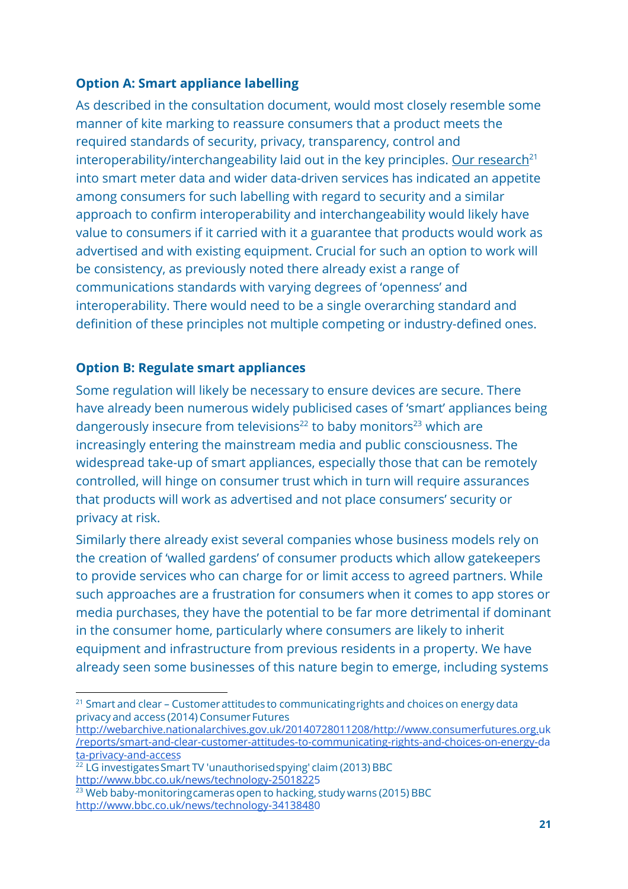### Option A: Smart appliance labelling

As described in the consultation document, would most closely resemble some manner of kite marking to reassure consumers that a product meets the required standards of security, privacy, transparency, control and interoperability/interchangeability laid out in the key principles. Our research[21] into smart meter data and wider data-driven services has indicated an appetite among consumers for such labelling with regard to security and a similar approach to confirm interoperability and interchangeability would likely have value to consumers if it carried with it a guarantee that products would work as advertised and with existing equipment. Crucial for such an option to work will be consistency, as previously noted there already exist a range of communications standards with varying degrees of 'openness' and interoperability. There would need to be a single overarching standard and definition of these principles not multiple competing or industry-defined ones.

### Option B: Regulate smart appliances

Some regulation will likely be necessary to ensure devices are secure. There have already been numerous widely publicised cases of 'smart' appliances being dangerously insecure from televisions[22] to baby monitors[23] which are increasingly entering the mainstream media and public consciousness. The widespread take-up of smart appliances, especially those that can be remotely controlled, will hinge on consumer trust which in turn will require assurances that products will work as advertised and not place consumers' security or privacy at risk.

Similarly there already exist several companies whose business models rely on the creation of 'walled gardens' of consumer products which allow gatekeepers to provide services who can charge for or limit access to agreed partners. While such approaches are a frustration for consumers when it comes to app stores or media purchases, they have the potential to be far more detrimental if dominant in the consumer home, particularly where consumers are likely to inherit equipment and infrastructure from previous residents in a property. We have already seen some businesses of this nature begin to emerge, including systems

---

[21] Smart and clear – Customer attitudes to communicating rights and choices on energy data privacy and access (2014) Consumer Futures
http://webarchive.nationalarchives.gov.uk/20140728011208/http://www.consumerfutures.org.uk/reports/smart-and-clear-customer-attitudes-to-communicating-rights-and-choices-on-energy-data-privacy-and-access

[22] LG investigates Smart TV 'unauthorised spying' claim (2013) BBC
http://www.bbc.co.uk/news/technology-25018225

[23] Web baby-monitoring cameras open to hacking, study warns (2015) BBC
http://www.bbc.co.uk/news/technology-34138480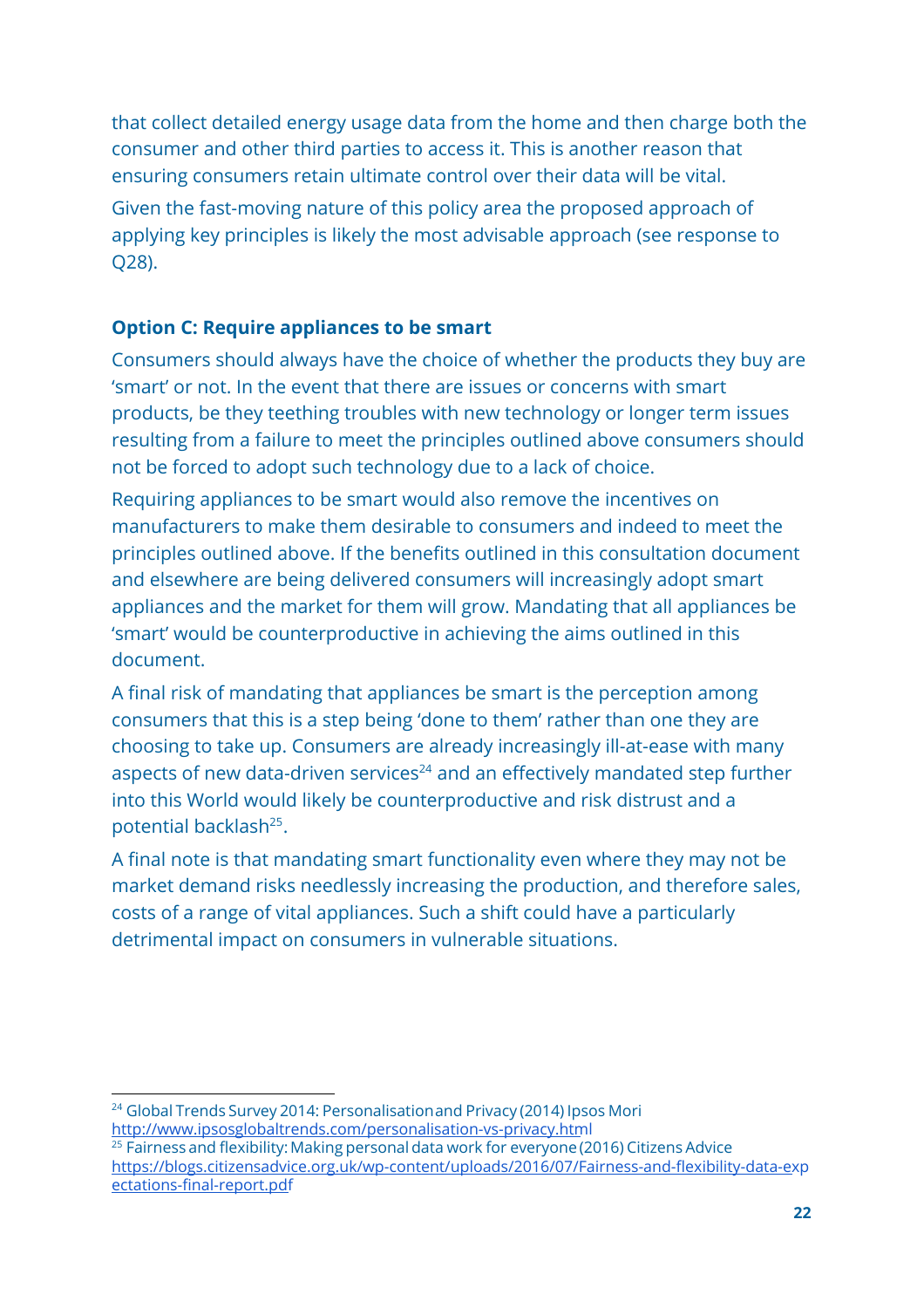that collect detailed energy usage data from the home and then charge both the consumer and other third parties to access it. This is another reason that ensuring consumers retain ultimate control over their data will be vital.

Given the fast-moving nature of this policy area the proposed approach of applying key principles is likely the most advisable approach (see response to Q28).

### Option C: Require appliances to be smart

Consumers should always have the choice of whether the products they buy are 'smart' or not. In the event that there are issues or concerns with smart products, be they teething troubles with new technology or longer term issues resulting from a failure to meet the principles outlined above consumers should not be forced to adopt such technology due to a lack of choice.

Requiring appliances to be smart would also remove the incentives on manufacturers to make them desirable to consumers and indeed to meet the principles outlined above. If the benefits outlined in this consultation document and elsewhere are being delivered consumers will increasingly adopt smart appliances and the market for them will grow. Mandating that all appliances be 'smart' would be counterproductive in achieving the aims outlined in this document.

A final risk of mandating that appliances be smart is the perception among consumers that this is a step being 'done to them' rather than one they are choosing to take up. Consumers are already increasingly ill-at-ease with many aspects of new data-driven services[24] and an effectively mandated step further into this World would likely be counterproductive and risk distrust and a potential backlash[25].

A final note is that mandating smart functionality even where they may not be market demand risks needlessly increasing the production, and therefore sales, costs of a range of vital appliances. Such a shift could have a particularly detrimental impact on consumers in vulnerable situations.

---

[24] Global Trends Survey 2014: Personalisation and Privacy (2014) Ipsos Mori http://www.ipsosglobaltrends.com/personalisation-vs-privacy.html

[25] Fairness and flexibility: Making personal data work for everyone (2016) Citizens Advice https://blogs.citizensadvice.org.uk/wp-content/uploads/2016/07/Fairness-and-flexibility-data-expectations-final-report.pdf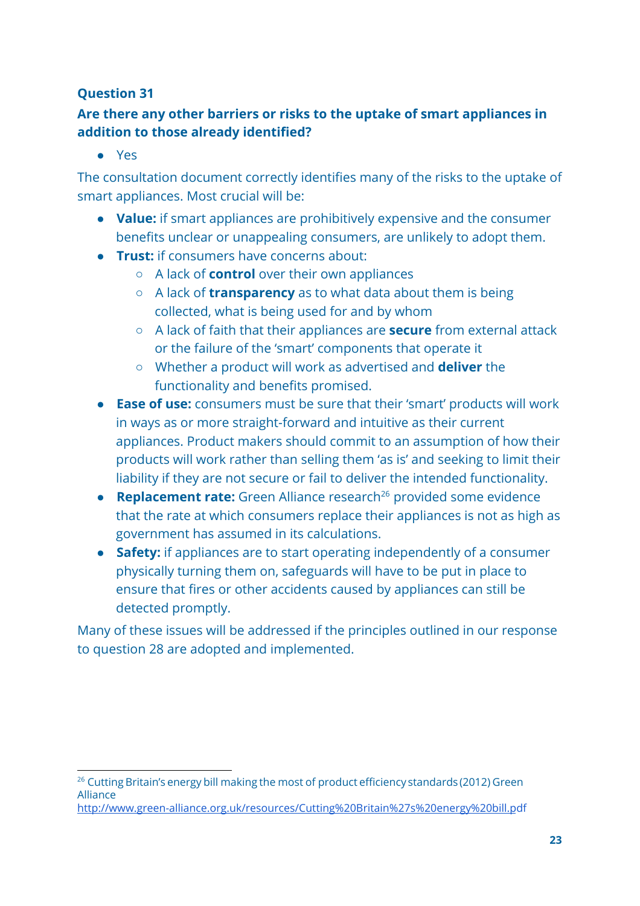### Question 31

**Are there any other barriers or risks to the uptake of smart appliances in addition to those already identified?**

- Yes

The consultation document correctly identifies many of the risks to the uptake of smart appliances. Most crucial will be:

- **Value:** if smart appliances are prohibitively expensive and the consumer benefits unclear or unappealing consumers, are unlikely to adopt them.
- **Trust:** if consumers have concerns about:
  - A lack of **control** over their own appliances
  - A lack of **transparency** as to what data about them is being collected, what is being used for and by whom
  - A lack of faith that their appliances are **secure** from external attack or the failure of the 'smart' components that operate it
  - Whether a product will work as advertised and **deliver** the functionality and benefits promised.
- **Ease of use:** consumers must be sure that their 'smart' products will work in ways as or more straight-forward and intuitive as their current appliances. Product makers should commit to an assumption of how their products will work rather than selling them 'as is' and seeking to limit their liability if they are not secure or fail to deliver the intended functionality.
- **Replacement rate:** Green Alliance research[26] provided some evidence that the rate at which consumers replace their appliances is not as high as government has assumed in its calculations.
- **Safety:** if appliances are to start operating independently of a consumer physically turning them on, safeguards will have to be put in place to ensure that fires or other accidents caused by appliances can still be detected promptly.

Many of these issues will be addressed if the principles outlined in our response to question 28 are adopted and implemented.

---

[26] Cutting Britain's energy bill making the most of product efficiency standards (2012) Green Alliance
http://www.green-alliance.org.uk/resources/Cutting%20Britain%27s%20energy%20bill.pdf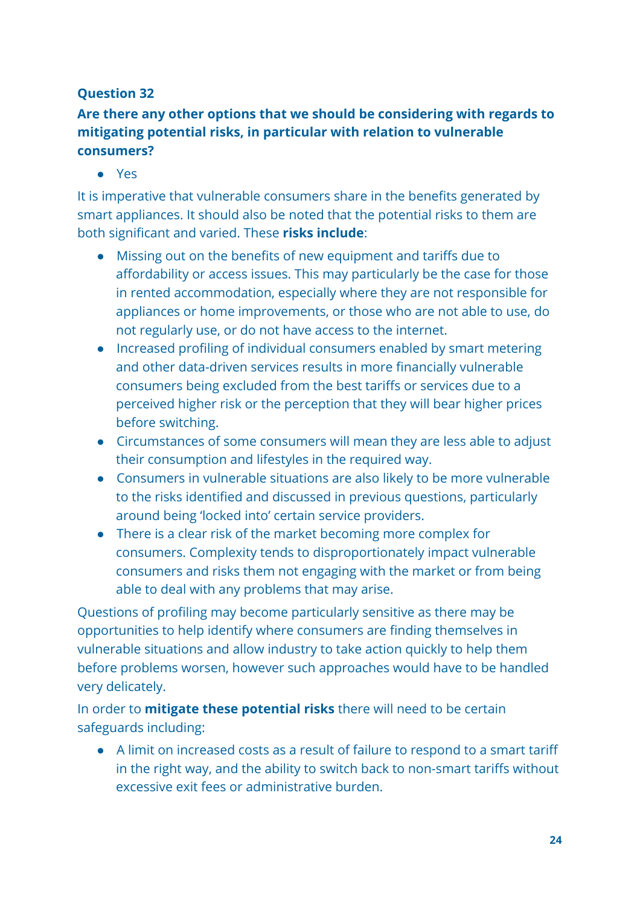**Question 32**

**Are there any other options that we should be considering with regards to mitigating potential risks, in particular with relation to vulnerable consumers?**

- Yes

It is imperative that vulnerable consumers share in the benefits generated by smart appliances. It should also be noted that the potential risks to them are both significant and varied. These **risks include**:

- Missing out on the benefits of new equipment and tariffs due to affordability or access issues. This may particularly be the case for those in rented accommodation, especially where they are not responsible for appliances or home improvements, or those who are not able to use, do not regularly use, or do not have access to the internet.
- Increased profiling of individual consumers enabled by smart metering and other data-driven services results in more financially vulnerable consumers being excluded from the best tariffs or services due to a perceived higher risk or the perception that they will bear higher prices before switching.
- Circumstances of some consumers will mean they are less able to adjust their consumption and lifestyles in the required way.
- Consumers in vulnerable situations are also likely to be more vulnerable to the risks identified and discussed in previous questions, particularly around being 'locked into' certain service providers.
- There is a clear risk of the market becoming more complex for consumers. Complexity tends to disproportionately impact vulnerable consumers and risks them not engaging with the market or from being able to deal with any problems that may arise.

Questions of profiling may become particularly sensitive as there may be opportunities to help identify where consumers are finding themselves in vulnerable situations and allow industry to take action quickly to help them before problems worsen, however such approaches would have to be handled very delicately.

In order to **mitigate these potential risks** there will need to be certain safeguards including:

- A limit on increased costs as a result of failure to respond to a smart tariff in the right way, and the ability to switch back to non-smart tariffs without excessive exit fees or administrative burden.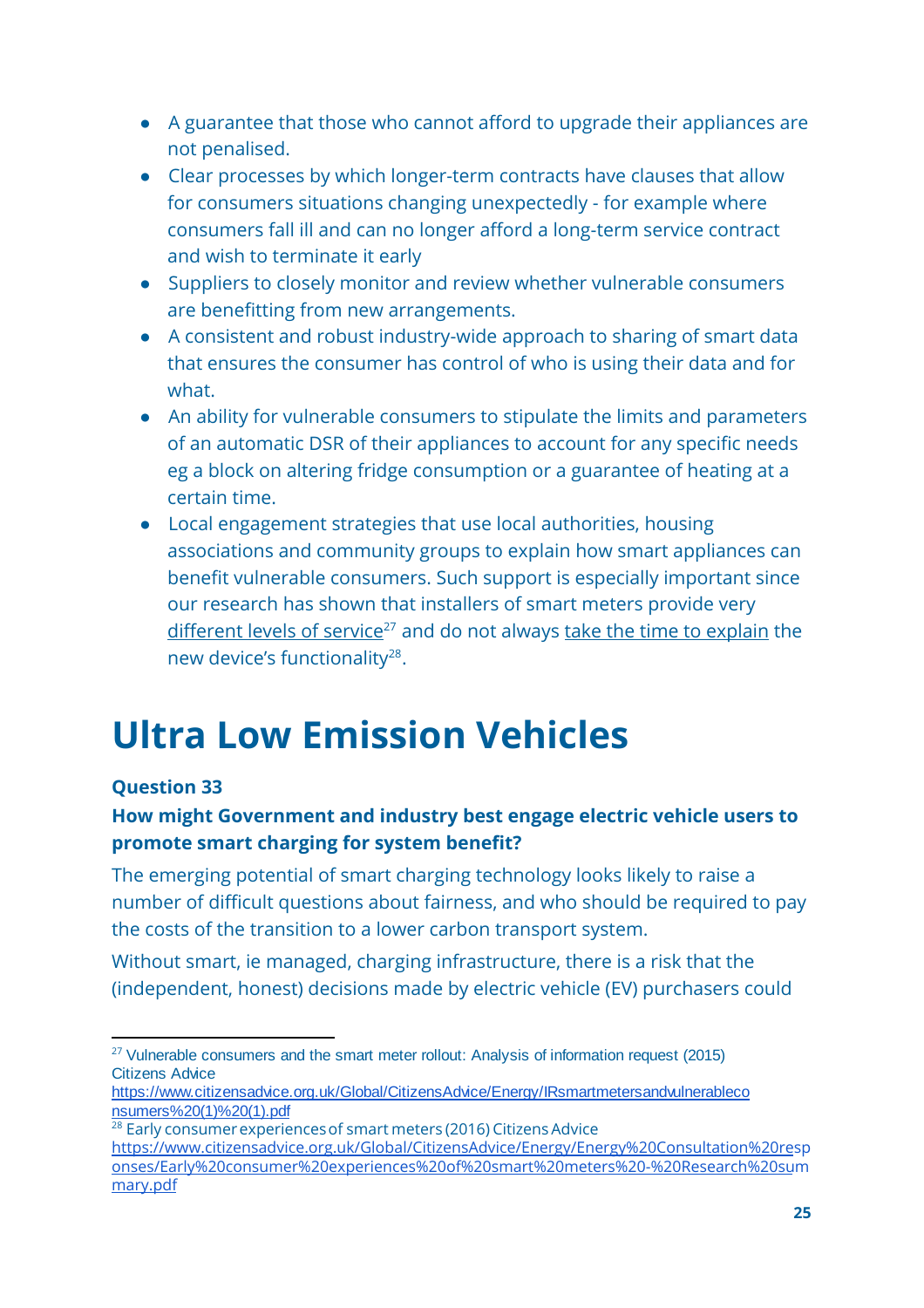- A guarantee that those who cannot afford to upgrade their appliances are not penalised.
- Clear processes by which longer-term contracts have clauses that allow for consumers situations changing unexpectedly - for example where consumers fall ill and can no longer afford a long-term service contract and wish to terminate it early
- Suppliers to closely monitor and review whether vulnerable consumers are benefitting from new arrangements.
- A consistent and robust industry-wide approach to sharing of smart data that ensures the consumer has control of who is using their data and for what.
- An ability for vulnerable consumers to stipulate the limits and parameters of an automatic DSR of their appliances to account for any specific needs eg a block on altering fridge consumption or a guarantee of heating at a certain time.
- Local engagement strategies that use local authorities, housing associations and community groups to explain how smart appliances can benefit vulnerable consumers. Such support is especially important since our research has shown that installers of smart meters provide very different levels of service[27] and do not always take the time to explain the new device's functionality[28].

# Ultra Low Emission Vehicles

**Question 33**

**How might Government and industry best engage electric vehicle users to promote smart charging for system benefit?**

The emerging potential of smart charging technology looks likely to raise a number of difficult questions about fairness, and who should be required to pay the costs of the transition to a lower carbon transport system.

Without smart, ie managed, charging infrastructure, there is a risk that the (independent, honest) decisions made by electric vehicle (EV) purchasers could

---

[27] Vulnerable consumers and the smart meter rollout: Analysis of information request (2015) Citizens Advice https://www.citizensadvice.org.uk/Global/CitizensAdvice/Energy/IRsmartmetersandvulnerableconsumers%20(1)%20(1).pdf

[28] Early consumer experiences of smart meters (2016) Citizens Advice https://www.citizensadvice.org.uk/Global/CitizensAdvice/Energy/Energy%20Consultation%20responses/Early%20consumer%20experiences%20of%20smart%20meters%20-%20Research%20summary.pdf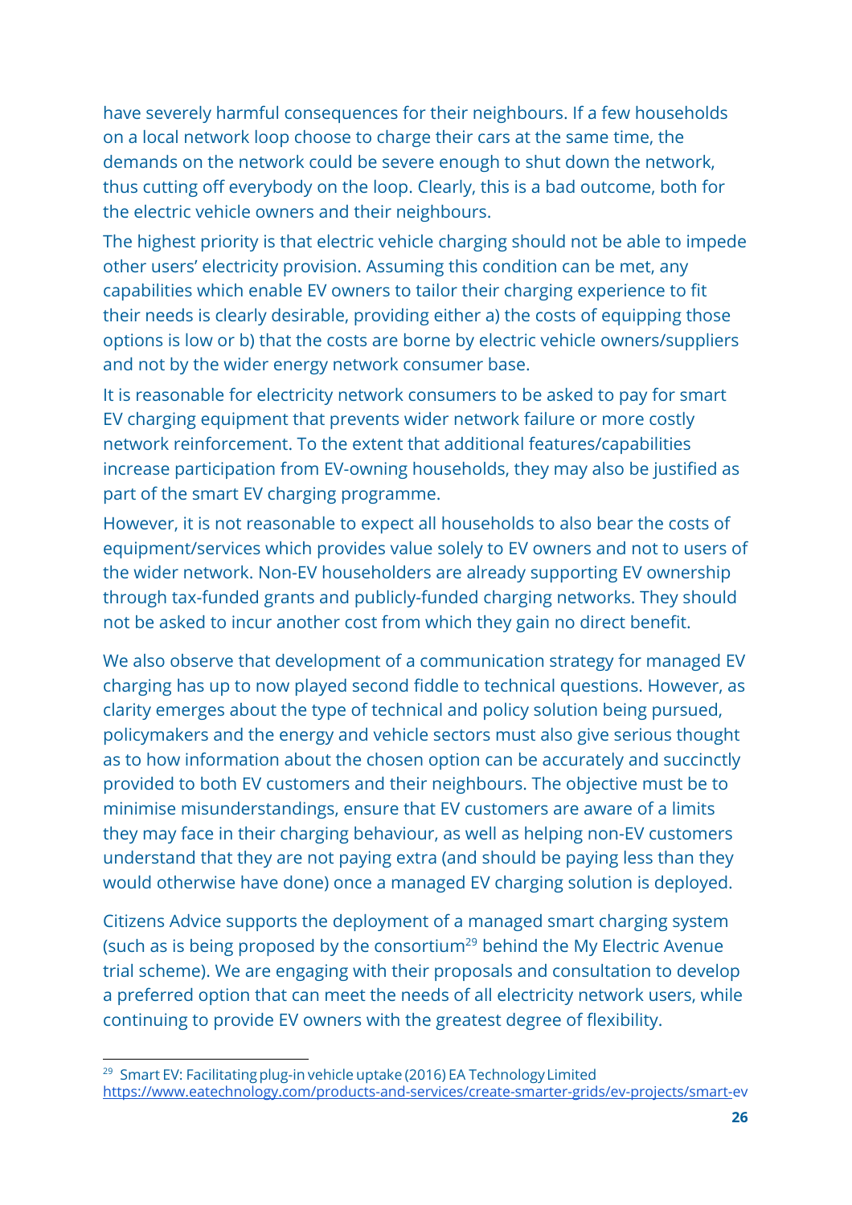have severely harmful consequences for their neighbours. If a few households on a local network loop choose to charge their cars at the same time, the demands on the network could be severe enough to shut down the network, thus cutting off everybody on the loop. Clearly, this is a bad outcome, both for the electric vehicle owners and their neighbours.

The highest priority is that electric vehicle charging should not be able to impede other users' electricity provision. Assuming this condition can be met, any capabilities which enable EV owners to tailor their charging experience to fit their needs is clearly desirable, providing either a) the costs of equipping those options is low or b) that the costs are borne by electric vehicle owners/suppliers and not by the wider energy network consumer base.

It is reasonable for electricity network consumers to be asked to pay for smart EV charging equipment that prevents wider network failure or more costly network reinforcement. To the extent that additional features/capabilities increase participation from EV-owning households, they may also be justified as part of the smart EV charging programme.

However, it is not reasonable to expect all households to also bear the costs of equipment/services which provides value solely to EV owners and not to users of the wider network. Non-EV householders are already supporting EV ownership through tax-funded grants and publicly-funded charging networks. They should not be asked to incur another cost from which they gain no direct benefit.

We also observe that development of a communication strategy for managed EV charging has up to now played second fiddle to technical questions. However, as clarity emerges about the type of technical and policy solution being pursued, policymakers and the energy and vehicle sectors must also give serious thought as to how information about the chosen option can be accurately and succinctly provided to both EV customers and their neighbours. The objective must be to minimise misunderstandings, ensure that EV customers are aware of a limits they may face in their charging behaviour, as well as helping non-EV customers understand that they are not paying extra (and should be paying less than they would otherwise have done) once a managed EV charging solution is deployed.

Citizens Advice supports the deployment of a managed smart charging system (such as is being proposed by the consortium[29] behind the My Electric Avenue trial scheme). We are engaging with their proposals and consultation to develop a preferred option that can meet the needs of all electricity network users, while continuing to provide EV owners with the greatest degree of flexibility.

---

[29] Smart EV: Facilitating plug-in vehicle uptake (2016) EA Technology Limited https://www.eatechnology.com/products-and-services/create-smarter-grids/ev-projects/smart-ev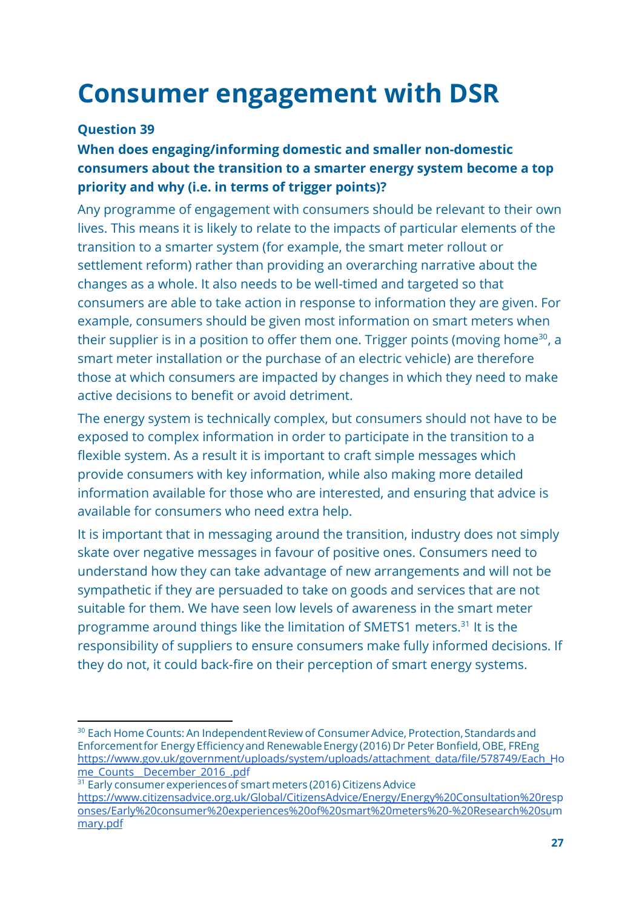# Consumer engagement with DSR

**Question 39**

**When does engaging/informing domestic and smaller non-domestic consumers about the transition to a smarter energy system become a top priority and why (i.e. in terms of trigger points)?**

Any programme of engagement with consumers should be relevant to their own lives. This means it is likely to relate to the impacts of particular elements of the transition to a smarter system (for example, the smart meter rollout or settlement reform) rather than providing an overarching narrative about the changes as a whole. It also needs to be well-timed and targeted so that consumers are able to take action in response to information they are given. For example, consumers should be given most information on smart meters when their supplier is in a position to offer them one. Trigger points (moving home[30], a smart meter installation or the purchase of an electric vehicle) are therefore those at which consumers are impacted by changes in which they need to make active decisions to benefit or avoid detriment.

The energy system is technically complex, but consumers should not have to be exposed to complex information in order to participate in the transition to a flexible system. As a result it is important to craft simple messages which provide consumers with key information, while also making more detailed information available for those who are interested, and ensuring that advice is available for consumers who need extra help.

It is important that in messaging around the transition, industry does not simply skate over negative messages in favour of positive ones. Consumers need to understand how they can take advantage of new arrangements and will not be sympathetic if they are persuaded to take on goods and services that are not suitable for them. We have seen low levels of awareness in the smart meter programme around things like the limitation of SMETS1 meters.[31] It is the responsibility of suppliers to ensure consumers make fully informed decisions. If they do not, it could back-fire on their perception of smart energy systems.

---

[30] Each Home Counts: An Independent Review of Consumer Advice, Protection, Standards and Enforcement for Energy Efficiency and Renewable Energy (2016) Dr Peter Bonfield, OBE, FREng https://www.gov.uk/government/uploads/system/uploads/attachment_data/file/578749/Each_Home_Counts__December_2016_.pdf

[31] Early consumer experiences of smart meters (2016) Citizens Advice https://www.citizensadvice.org.uk/Global/CitizensAdvice/Energy/Energy%20Consultation%20responses/Early%20consumer%20experiences%20of%20smart%20meters%20-%20Research%20summary.pdf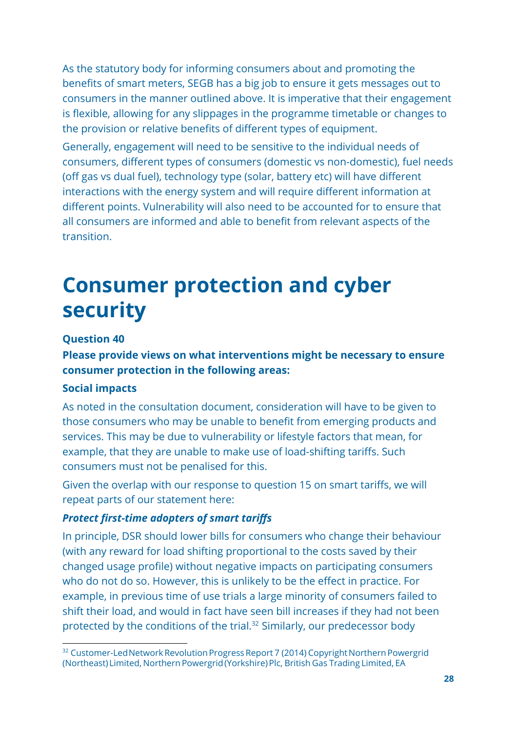As the statutory body for informing consumers about and promoting the benefits of smart meters, SEGB has a big job to ensure it gets messages out to consumers in the manner outlined above. It is imperative that their engagement is flexible, allowing for any slippages in the programme timetable or changes to the provision or relative benefits of different types of equipment.

Generally, engagement will need to be sensitive to the individual needs of consumers, different types of consumers (domestic vs non-domestic), fuel needs (off gas vs dual fuel), technology type (solar, battery etc) will have different interactions with the energy system and will require different information at different points. Vulnerability will also need to be accounted for to ensure that all consumers are informed and able to benefit from relevant aspects of the transition.

# Consumer protection and cyber security

**Question 40**

**Please provide views on what interventions might be necessary to ensure consumer protection in the following areas:**

**Social impacts**

As noted in the consultation document, consideration will have to be given to those consumers who may be unable to benefit from emerging products and services. This may be due to vulnerability or lifestyle factors that mean, for example, that they are unable to make use of load-shifting tariffs. Such consumers must not be penalised for this.

Given the overlap with our response to question 15 on smart tariffs, we will repeat parts of our statement here:

***Protect first-time adopters of smart tariffs***

In principle, DSR should lower bills for consumers who change their behaviour (with any reward for load shifting proportional to the costs saved by their changed usage profile) without negative impacts on participating consumers who do not do so. However, this is unlikely to be the effect in practice. For example, in previous time of use trials a large minority of consumers failed to shift their load, and would in fact have seen bill increases if they had not been protected by the conditions of the trial.[32] Similarly, our predecessor body

[32] Customer-Led Network Revolution Progress Report 7 (2014) Copyright Northern Powergrid (Northeast) Limited, Northern Powergrid (Yorkshire) Plc, British Gas Trading Limited, EA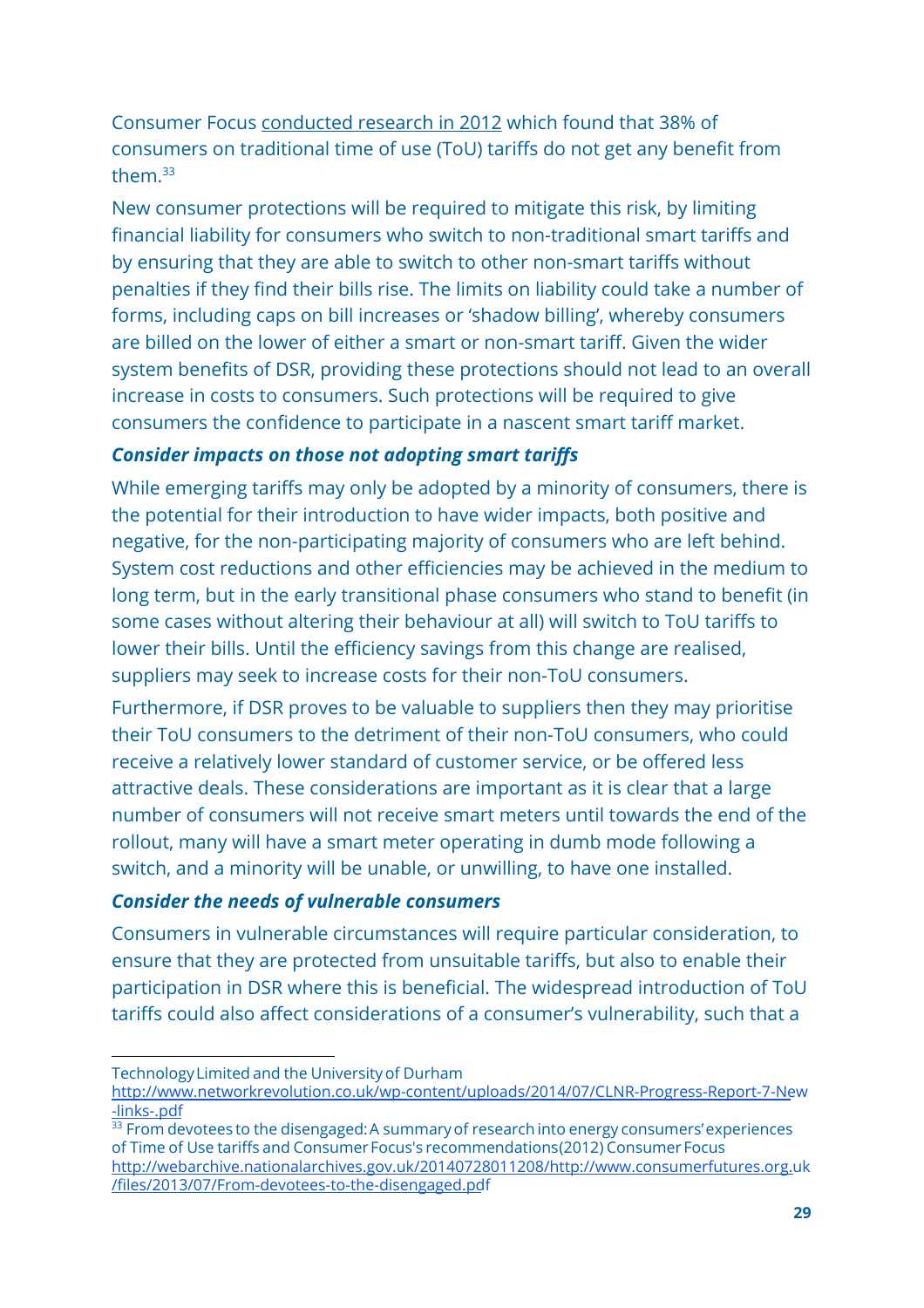Consumer Focus conducted research in 2012 which found that 38% of consumers on traditional time of use (ToU) tariffs do not get any benefit from them.[33]

New consumer protections will be required to mitigate this risk, by limiting financial liability for consumers who switch to non-traditional smart tariffs and by ensuring that they are able to switch to other non-smart tariffs without penalties if they find their bills rise. The limits on liability could take a number of forms, including caps on bill increases or 'shadow billing', whereby consumers are billed on the lower of either a smart or non-smart tariff. Given the wider system benefits of DSR, providing these protections should not lead to an overall increase in costs to consumers. Such protections will be required to give consumers the confidence to participate in a nascent smart tariff market.

***Consider impacts on those not adopting smart tariffs***

While emerging tariffs may only be adopted by a minority of consumers, there is the potential for their introduction to have wider impacts, both positive and negative, for the non-participating majority of consumers who are left behind. System cost reductions and other efficiencies may be achieved in the medium to long term, but in the early transitional phase consumers who stand to benefit (in some cases without altering their behaviour at all) will switch to ToU tariffs to lower their bills. Until the efficiency savings from this change are realised, suppliers may seek to increase costs for their non-ToU consumers.

Furthermore, if DSR proves to be valuable to suppliers then they may prioritise their ToU consumers to the detriment of their non-ToU consumers, who could receive a relatively lower standard of customer service, or be offered less attractive deals. These considerations are important as it is clear that a large number of consumers will not receive smart meters until towards the end of the rollout, many will have a smart meter operating in dumb mode following a switch, and a minority will be unable, or unwilling, to have one installed.

***Consider the needs of vulnerable consumers***

Consumers in vulnerable circumstances will require particular consideration, to ensure that they are protected from unsuitable tariffs, but also to enable their participation in DSR where this is beneficial. The widespread introduction of ToU tariffs could also affect considerations of a consumer's vulnerability, such that a

---

Technology Limited and the University of Durham http://www.networkrevolution.co.uk/wp-content/uploads/2014/07/CLNR-Progress-Report-7-New-links-.pdf

[33] From devotees to the disengaged: A summary of research into energy consumers' experiences of Time of Use tariffs and Consumer Focus's recommendations(2012) Consumer Focus http://webarchive.nationalarchives.gov.uk/20140728011208/http://www.consumerfutures.org.uk/files/2013/07/From-devotees-to-the-disengaged.pdf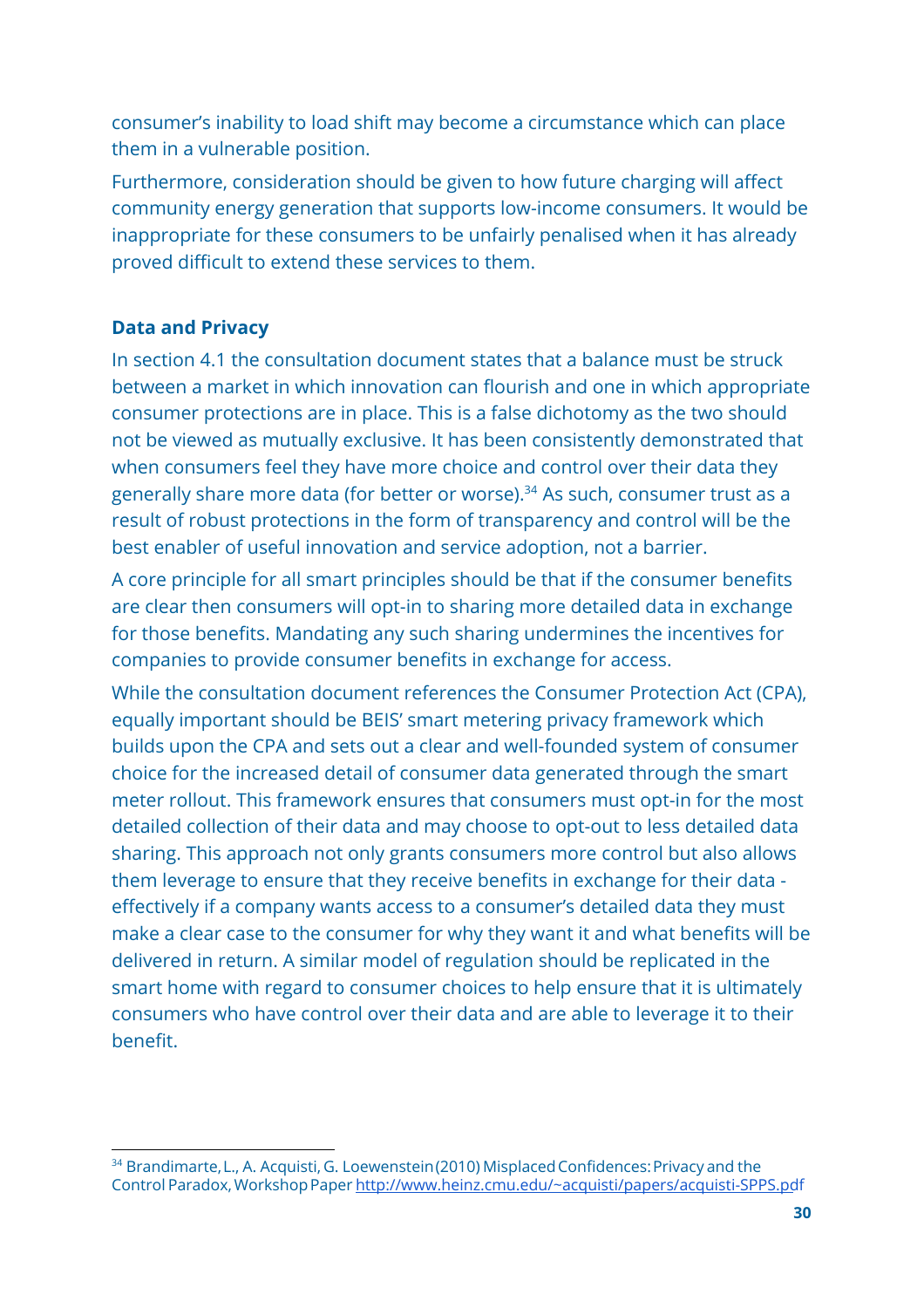consumer's inability to load shift may become a circumstance which can place them in a vulnerable position.

Furthermore, consideration should be given to how future charging will affect community energy generation that supports low-income consumers. It would be inappropriate for these consumers to be unfairly penalised when it has already proved difficult to extend these services to them.

**Data and Privacy**

In section 4.1 the consultation document states that a balance must be struck between a market in which innovation can flourish and one in which appropriate consumer protections are in place. This is a false dichotomy as the two should not be viewed as mutually exclusive. It has been consistently demonstrated that when consumers feel they have more choice and control over their data they generally share more data (for better or worse).[34] As such, consumer trust as a result of robust protections in the form of transparency and control will be the best enabler of useful innovation and service adoption, not a barrier.

A core principle for all smart principles should be that if the consumer benefits are clear then consumers will opt-in to sharing more detailed data in exchange for those benefits. Mandating any such sharing undermines the incentives for companies to provide consumer benefits in exchange for access.

While the consultation document references the Consumer Protection Act (CPA), equally important should be BEIS' smart metering privacy framework which builds upon the CPA and sets out a clear and well-founded system of consumer choice for the increased detail of consumer data generated through the smart meter rollout. This framework ensures that consumers must opt-in for the most detailed collection of their data and may choose to opt-out to less detailed data sharing. This approach not only grants consumers more control but also allows them leverage to ensure that they receive benefits in exchange for their data - effectively if a company wants access to a consumer's detailed data they must make a clear case to the consumer for why they want it and what benefits will be delivered in return. A similar model of regulation should be replicated in the smart home with regard to consumer choices to help ensure that it is ultimately consumers who have control over their data and are able to leverage it to their benefit.

---

[34] Brandimarte, L., A. Acquisti, G. Loewenstein (2010) Misplaced Confidences: Privacy and the Control Paradox, Workshop Paper http://www.heinz.cmu.edu/~acquisti/papers/acquisti-SPPS.pdf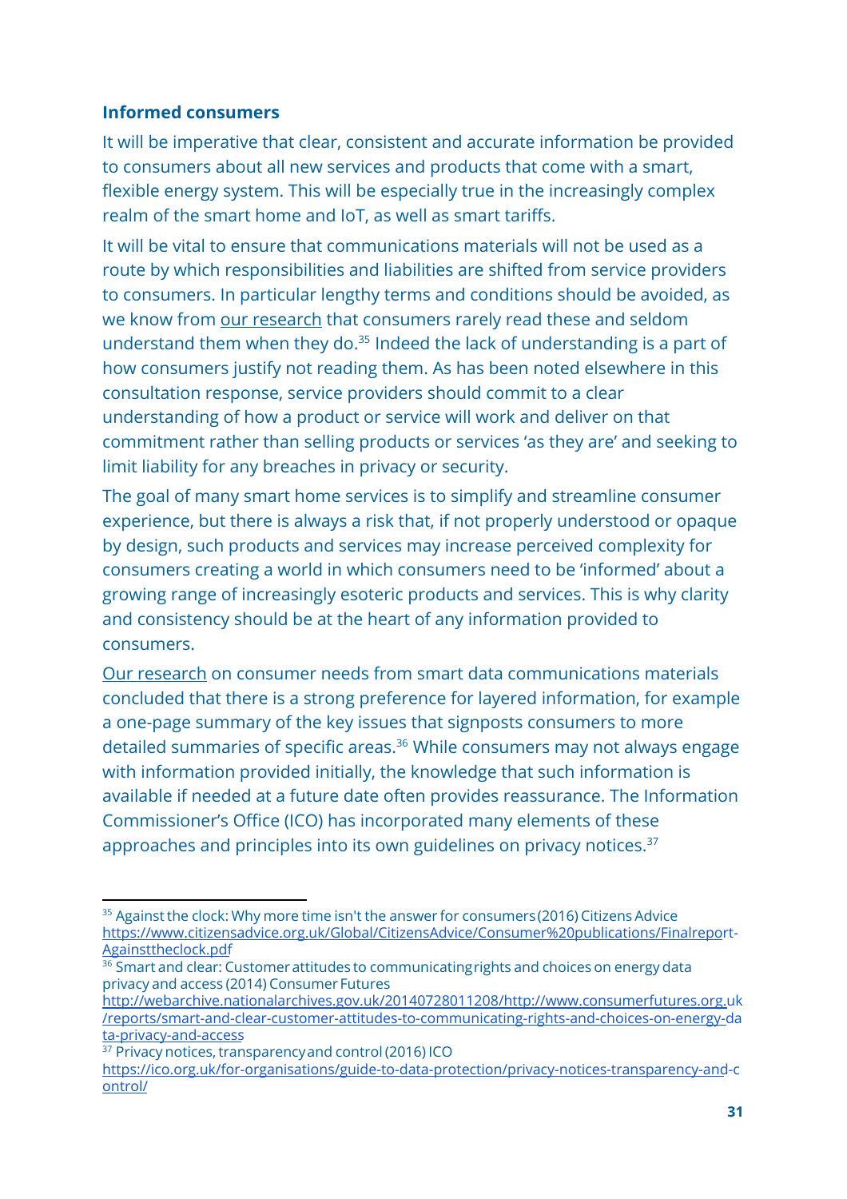### Informed consumers

It will be imperative that clear, consistent and accurate information be provided to consumers about all new services and products that come with a smart, flexible energy system. This will be especially true in the increasingly complex realm of the smart home and IoT, as well as smart tariffs.

It will be vital to ensure that communications materials will not be used as a route by which responsibilities and liabilities are shifted from service providers to consumers. In particular lengthy terms and conditions should be avoided, as we know from our research that consumers rarely read these and seldom understand them when they do.[35] Indeed the lack of understanding is a part of how consumers justify not reading them. As has been noted elsewhere in this consultation response, service providers should commit to a clear understanding of how a product or service will work and deliver on that commitment rather than selling products or services 'as they are' and seeking to limit liability for any breaches in privacy or security.

The goal of many smart home services is to simplify and streamline consumer experience, but there is always a risk that, if not properly understood or opaque by design, such products and services may increase perceived complexity for consumers creating a world in which consumers need to be 'informed' about a growing range of increasingly esoteric products and services. This is why clarity and consistency should be at the heart of any information provided to consumers.

Our research on consumer needs from smart data communications materials concluded that there is a strong preference for layered information, for example a one-page summary of the key issues that signposts consumers to more detailed summaries of specific areas.[36] While consumers may not always engage with information provided initially, the knowledge that such information is available if needed at a future date often provides reassurance. The Information Commissioner's Office (ICO) has incorporated many elements of these approaches and principles into its own guidelines on privacy notices.[37]

---

[35] Against the clock: Why more time isn't the answer for consumers (2016) Citizens Advice https://www.citizensadvice.org.uk/Global/CitizensAdvice/Consumer%20publications/Finalreport-Againsttheclock.pdf

[36] Smart and clear: Customer attitudes to communicating rights and choices on energy data privacy and access (2014) Consumer Futures http://webarchive.nationalarchives.gov.uk/20140728011208/http://www.consumerfutures.org.uk/reports/smart-and-clear-customer-attitudes-to-communicating-rights-and-choices-on-energy-data-privacy-and-access

[37] Privacy notices, transparency and control (2016) ICO https://ico.org.uk/for-organisations/guide-to-data-protection/privacy-notices-transparency-and-control/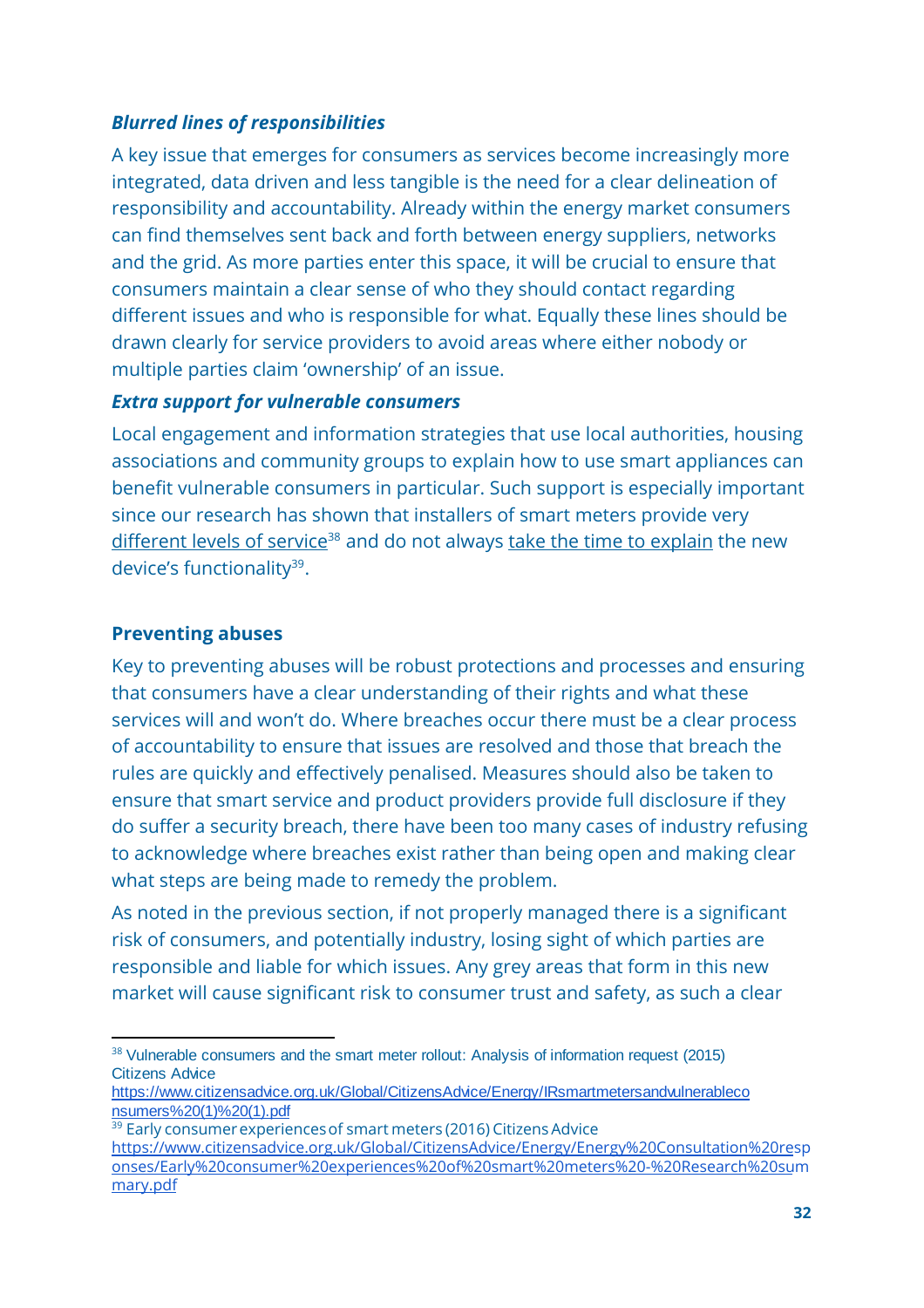### *Blurred lines of responsibilities*

A key issue that emerges for consumers as services become increasingly more integrated, data driven and less tangible is the need for a clear delineation of responsibility and accountability. Already within the energy market consumers can find themselves sent back and forth between energy suppliers, networks and the grid. As more parties enter this space, it will be crucial to ensure that consumers maintain a clear sense of who they should contact regarding different issues and who is responsible for what. Equally these lines should be drawn clearly for service providers to avoid areas where either nobody or multiple parties claim 'ownership' of an issue.

### *Extra support for vulnerable consumers*

Local engagement and information strategies that use local authorities, housing associations and community groups to explain how to use smart appliances can benefit vulnerable consumers in particular. Such support is especially important since our research has shown that installers of smart meters provide very different levels of service[38] and do not always take the time to explain the new device's functionality[39].

## Preventing abuses

Key to preventing abuses will be robust protections and processes and ensuring that consumers have a clear understanding of their rights and what these services will and won't do. Where breaches occur there must be a clear process of accountability to ensure that issues are resolved and those that breach the rules are quickly and effectively penalised. Measures should also be taken to ensure that smart service and product providers provide full disclosure if they do suffer a security breach, there have been too many cases of industry refusing to acknowledge where breaches exist rather than being open and making clear what steps are being made to remedy the problem.

As noted in the previous section, if not properly managed there is a significant risk of consumers, and potentially industry, losing sight of which parties are responsible and liable for which issues. Any grey areas that form in this new market will cause significant risk to consumer trust and safety, as such a clear

---

[38] Vulnerable consumers and the smart meter rollout: Analysis of information request (2015) Citizens Advice https://www.citizensadvice.org.uk/Global/CitizensAdvice/Energy/IRsmartmetersandvulnerableconsumers%20(1)%20(1).pdf

[39] Early consumer experiences of smart meters (2016) Citizens Advice https://www.citizensadvice.org.uk/Global/CitizensAdvice/Energy/Energy%20Consultation%20responses/Early%20consumer%20experiences%20of%20smart%20meters%20-%20Research%20summary.pdf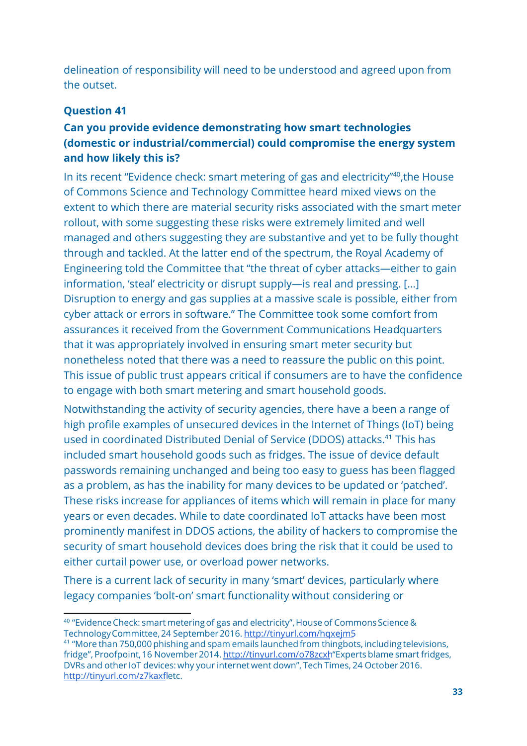delineation of responsibility will need to be understood and agreed upon from the outset.

### Question 41

### Can you provide evidence demonstrating how smart technologies (domestic or industrial/commercial) could compromise the energy system and how likely this is?

In its recent "Evidence check: smart metering of gas and electricity"[40],the House of Commons Science and Technology Committee heard mixed views on the extent to which there are material security risks associated with the smart meter rollout, with some suggesting these risks were extremely limited and well managed and others suggesting they are substantive and yet to be fully thought through and tackled. At the latter end of the spectrum, the Royal Academy of Engineering told the Committee that "the threat of cyber attacks—either to gain information, 'steal' electricity or disrupt supply—is real and pressing. […] Disruption to energy and gas supplies at a massive scale is possible, either from cyber attack or errors in software." The Committee took some comfort from assurances it received from the Government Communications Headquarters that it was appropriately involved in ensuring smart meter security but nonetheless noted that there was a need to reassure the public on this point. This issue of public trust appears critical if consumers are to have the confidence to engage with both smart metering and smart household goods.

Notwithstanding the activity of security agencies, there have a been a range of high profile examples of unsecured devices in the Internet of Things (IoT) being used in coordinated Distributed Denial of Service (DDOS) attacks.[41] This has included smart household goods such as fridges. The issue of device default passwords remaining unchanged and being too easy to guess has been flagged as a problem, as has the inability for many devices to be updated or 'patched'. These risks increase for appliances of items which will remain in place for many years or even decades. While to date coordinated IoT attacks have been most prominently manifest in DDOS actions, the ability of hackers to compromise the security of smart household devices does bring the risk that it could be used to either curtail power use, or overload power networks.

There is a current lack of security in many 'smart' devices, particularly where legacy companies 'bolt-on' smart functionality without considering or

---

[40] "Evidence Check: smart metering of gas and electricity", House of Commons Science & Technology Committee, 24 September 2016. http://tinyurl.com/hqxejm5

[41] "More than 750,000 phishing and spam emails launched from thingbots, including televisions, fridge", Proofpoint, 16 November 2014. http://tinyurl.com/o78zcxh"Experts blame smart fridges, DVRs and other IoT devices: why your internet went down", Tech Times, 24 October 2016. http://tinyurl.com/z7kaxfletc.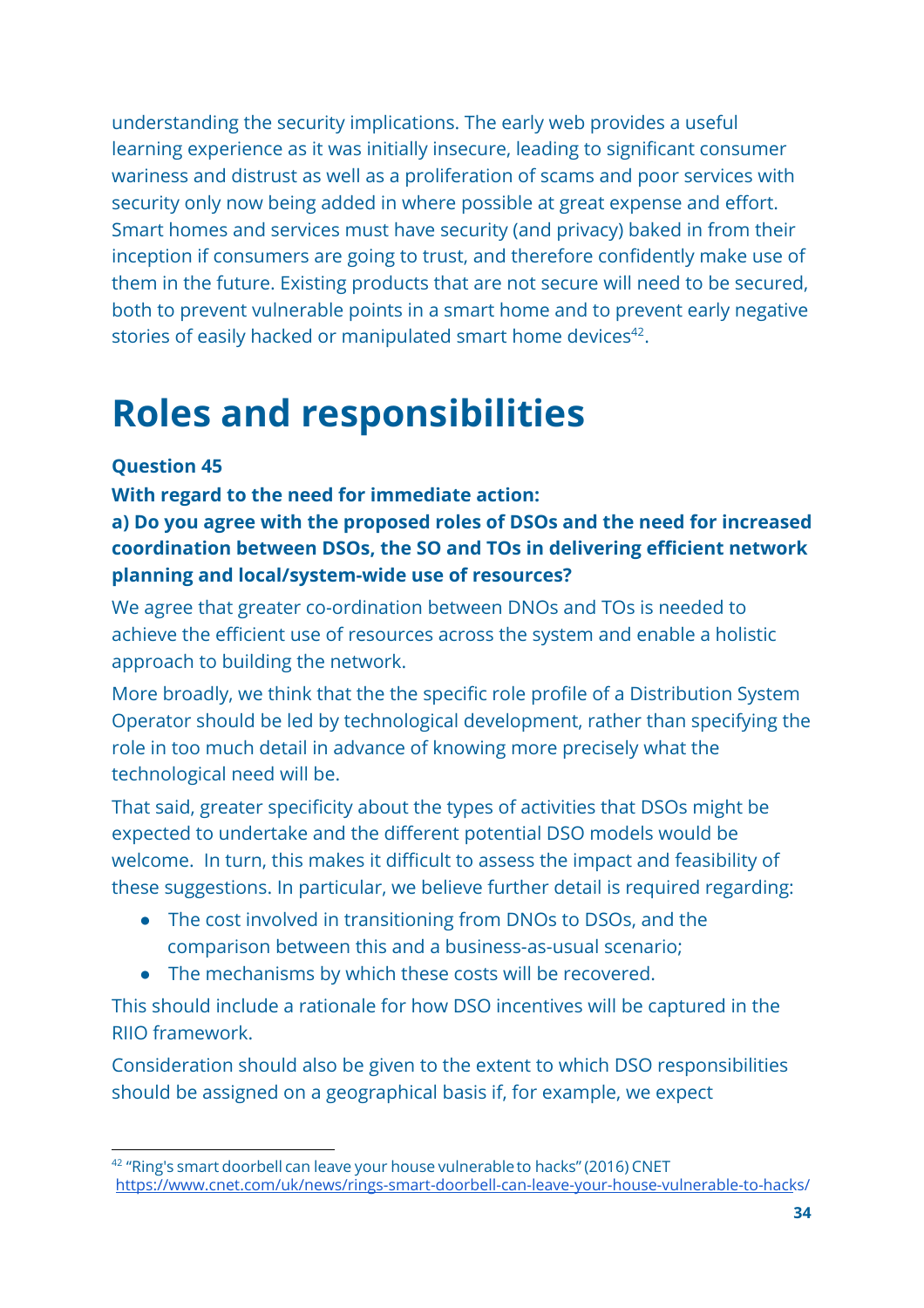understanding the security implications. The early web provides a useful learning experience as it was initially insecure, leading to significant consumer wariness and distrust as well as a proliferation of scams and poor services with security only now being added in where possible at great expense and effort. Smart homes and services must have security (and privacy) baked in from their inception if consumers are going to trust, and therefore confidently make use of them in the future. Existing products that are not secure will need to be secured, both to prevent vulnerable points in a smart home and to prevent early negative stories of easily hacked or manipulated smart home devices[42].

# Roles and responsibilities

**Question 45**

**With regard to the need for immediate action:**

**a) Do you agree with the proposed roles of DSOs and the need for increased coordination between DSOs, the SO and TOs in delivering efficient network planning and local/system-wide use of resources?**

We agree that greater co-ordination between DNOs and TOs is needed to achieve the efficient use of resources across the system and enable a holistic approach to building the network.

More broadly, we think that the the specific role profile of a Distribution System Operator should be led by technological development, rather than specifying the role in too much detail in advance of knowing more precisely what the technological need will be.

That said, greater specificity about the types of activities that DSOs might be expected to undertake and the different potential DSO models would be welcome. In turn, this makes it difficult to assess the impact and feasibility of these suggestions. In particular, we believe further detail is required regarding:

- The cost involved in transitioning from DNOs to DSOs, and the comparison between this and a business-as-usual scenario;
- The mechanisms by which these costs will be recovered.

This should include a rationale for how DSO incentives will be captured in the RIIO framework.

Consideration should also be given to the extent to which DSO responsibilities should be assigned on a geographical basis if, for example, we expect

[42] "Ring's smart doorbell can leave your house vulnerable to hacks" (2016) CNET https://www.cnet.com/uk/news/rings-smart-doorbell-can-leave-your-house-vulnerable-to-hacks/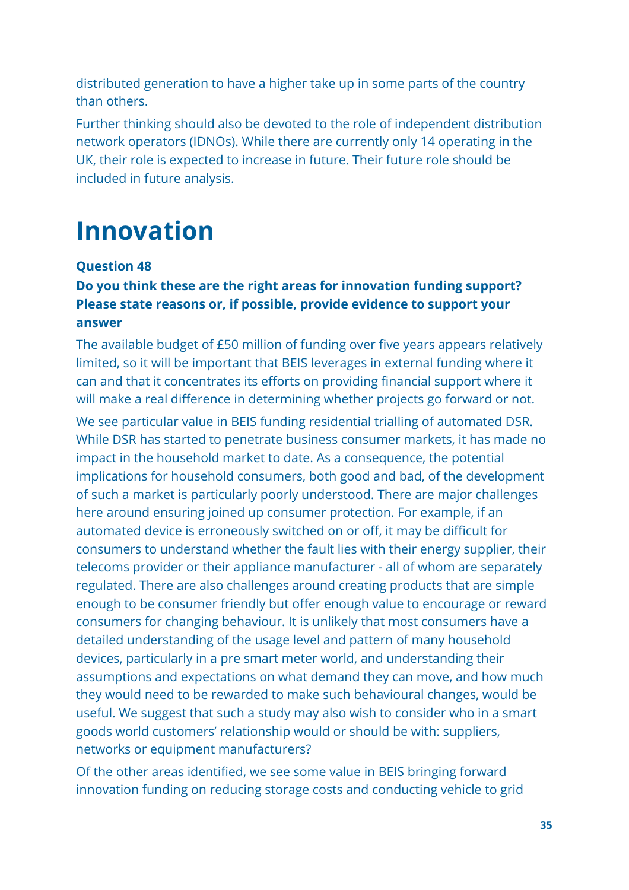distributed generation to have a higher take up in some parts of the country than others.

Further thinking should also be devoted to the role of independent distribution network operators (IDNOs). While there are currently only 14 operating in the UK, their role is expected to increase in future. Their future role should be included in future analysis.

# Innovation

**Question 48**

**Do you think these are the right areas for innovation funding support? Please state reasons or, if possible, provide evidence to support your answer**

The available budget of £50 million of funding over five years appears relatively limited, so it will be important that BEIS leverages in external funding where it can and that it concentrates its efforts on providing financial support where it will make a real difference in determining whether projects go forward or not.

We see particular value in BEIS funding residential trialling of automated DSR. While DSR has started to penetrate business consumer markets, it has made no impact in the household market to date. As a consequence, the potential implications for household consumers, both good and bad, of the development of such a market is particularly poorly understood. There are major challenges here around ensuring joined up consumer protection. For example, if an automated device is erroneously switched on or off, it may be difficult for consumers to understand whether the fault lies with their energy supplier, their telecoms provider or their appliance manufacturer - all of whom are separately regulated. There are also challenges around creating products that are simple enough to be consumer friendly but offer enough value to encourage or reward consumers for changing behaviour. It is unlikely that most consumers have a detailed understanding of the usage level and pattern of many household devices, particularly in a pre smart meter world, and understanding their assumptions and expectations on what demand they can move, and how much they would need to be rewarded to make such behavioural changes, would be useful. We suggest that such a study may also wish to consider who in a smart goods world customers' relationship would or should be with: suppliers, networks or equipment manufacturers?

Of the other areas identified, we see some value in BEIS bringing forward innovation funding on reducing storage costs and conducting vehicle to grid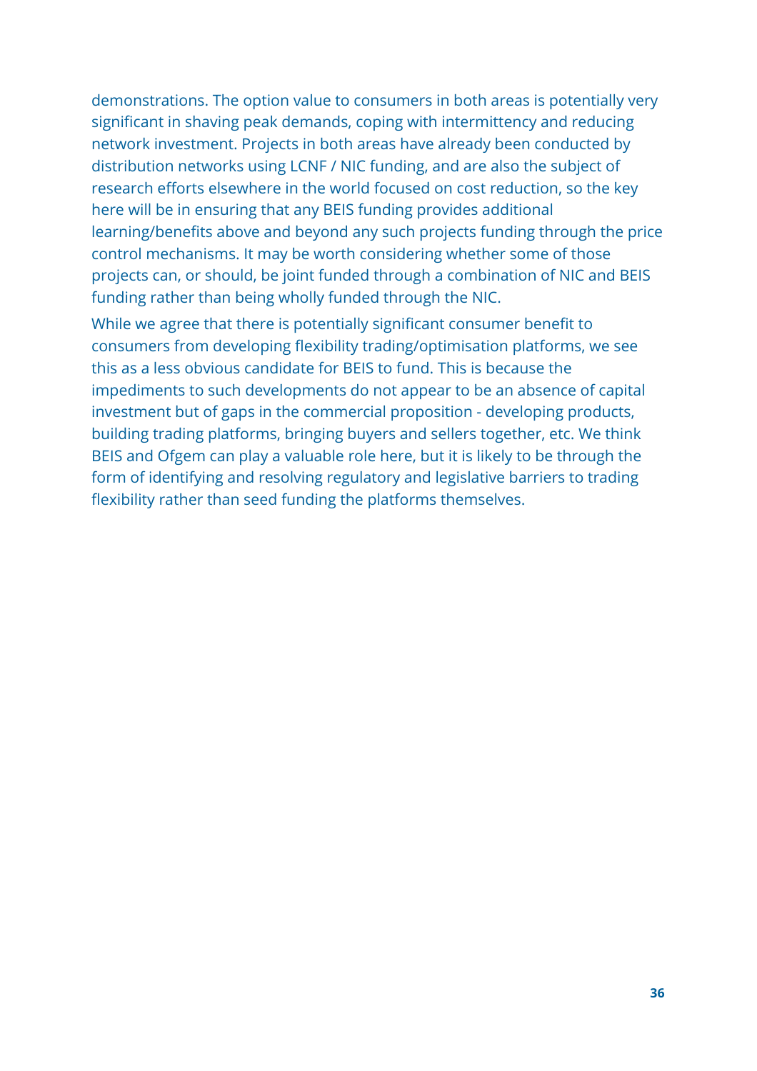demonstrations. The option value to consumers in both areas is potentially very significant in shaving peak demands, coping with intermittency and reducing network investment. Projects in both areas have already been conducted by distribution networks using LCNF / NIC funding, and are also the subject of research efforts elsewhere in the world focused on cost reduction, so the key here will be in ensuring that any BEIS funding provides additional learning/benefits above and beyond any such projects funding through the price control mechanisms. It may be worth considering whether some of those projects can, or should, be joint funded through a combination of NIC and BEIS funding rather than being wholly funded through the NIC.

While we agree that there is potentially significant consumer benefit to consumers from developing flexibility trading/optimisation platforms, we see this as a less obvious candidate for BEIS to fund. This is because the impediments to such developments do not appear to be an absence of capital investment but of gaps in the commercial proposition - developing products, building trading platforms, bringing buyers and sellers together, etc. We think BEIS and Ofgem can play a valuable role here, but it is likely to be through the form of identifying and resolving regulatory and legislative barriers to trading flexibility rather than seed funding the platforms themselves.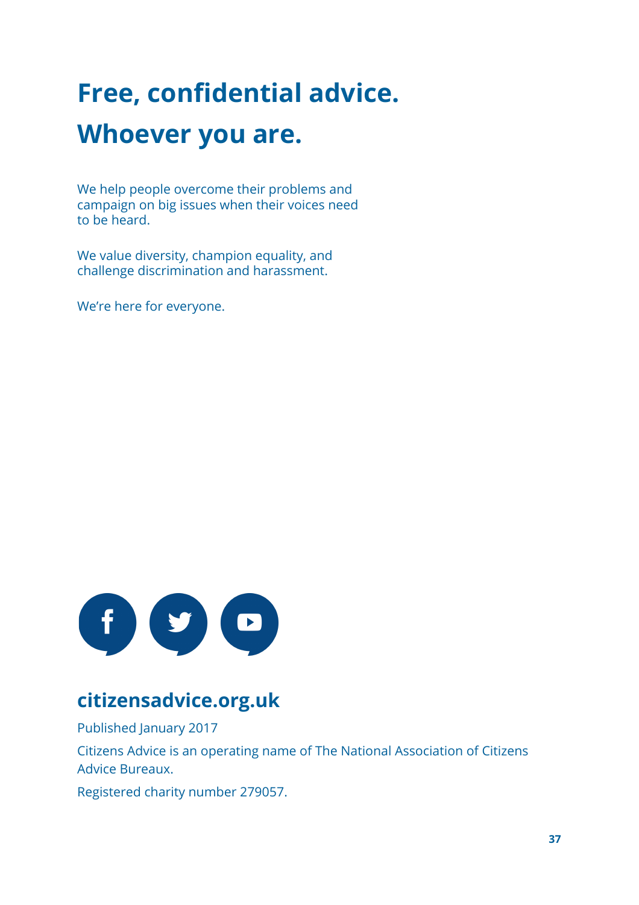# Free, confidential advice.
# Whoever you are.

We help people overcome their problems and campaign on big issues when their voices need to be heard.

We value diversity, champion equality, and challenge discrimination and harassment.

We're here for everyone.

**citizensadvice.org.uk**

Published January 2017

Citizens Advice is an operating name of The National Association of Citizens Advice Bureaux.

Registered charity number 279057.